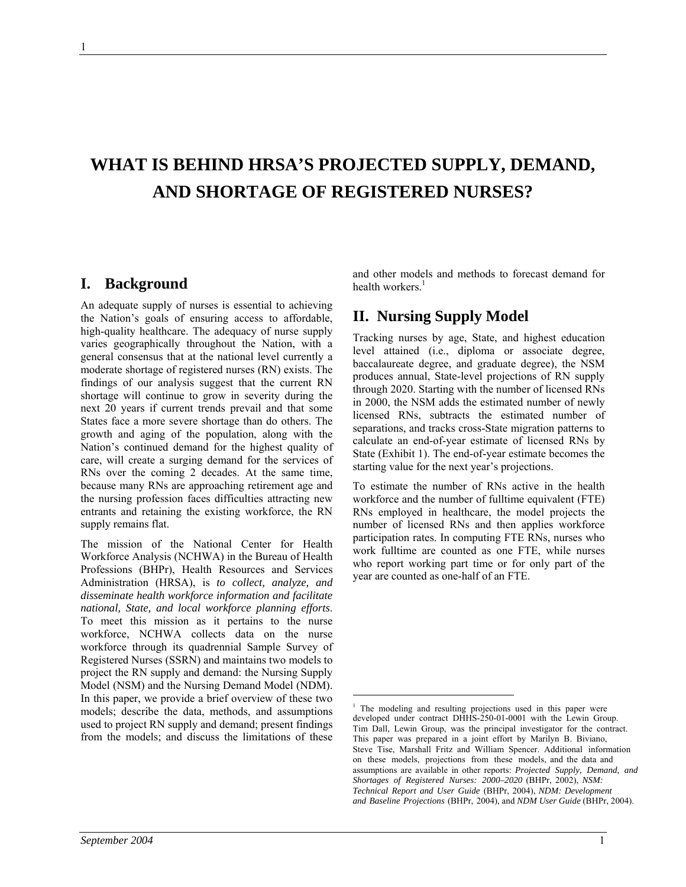# WHAT IS BEHIND HRSA'S PROJECTED SUPPLY, DEMAND, AND SHORTAGE OF REGISTERED NURSES?

## I. Background

An adequate supply of nurses is essential to achieving the Nation's goals of ensuring access to affordable, high-quality healthcare. The adequacy of nurse supply varies geographically throughout the Nation, with a general consensus that at the national level currently a moderate shortage of registered nurses (RN) exists. The findings of our analysis suggest that the current RN shortage will continue to grow in severity during the next 20 years if current trends prevail and that some States face a more severe shortage than do others. The growth and aging of the population, along with the Nation's continued demand for the highest quality of care, will create a surging demand for the services of RNs over the coming 2 decades. At the same time, because many RNs are approaching retirement age and the nursing profession faces difficulties attracting new entrants and retaining the existing workforce, the RN supply remains flat.

The mission of the National Center for Health Workforce Analysis (NCHWA) in the Bureau of Health Professions (BHPr), Health Resources and Services Administration (HRSA), is *to collect, analyze, and disseminate health workforce information and facilitate national, State, and local workforce planning efforts*. To meet this mission as it pertains to the nurse workforce, NCHWA collects data on the nurse workforce through its quadrennial Sample Survey of Registered Nurses (SSRN) and maintains two models to project the RN supply and demand: the Nursing Supply Model (NSM) and the Nursing Demand Model (NDM). In this paper, we provide a brief overview of these two models; describe the data, methods, and assumptions used to project RN supply and demand; present findings from the models; and discuss the limitations of these and other models and methods to forecast demand for health workers.[1]

## II. Nursing Supply Model

Tracking nurses by age, State, and highest education level attained (i.e., diploma or associate degree, baccalaureate degree, and graduate degree), the NSM produces annual, State-level projections of RN supply through 2020. Starting with the number of licensed RNs in 2000, the NSM adds the estimated number of newly licensed RNs, subtracts the estimated number of separations, and tracks cross-State migration patterns to calculate an end-of-year estimate of licensed RNs by State (Exhibit 1). The end-of-year estimate becomes the starting value for the next year's projections.

To estimate the number of RNs active in the health workforce and the number of fulltime equivalent (FTE) RNs employed in healthcare, the model projects the number of licensed RNs and then applies workforce participation rates. In computing FTE RNs, nurses who work fulltime are counted as one FTE, while nurses who report working part time or for only part of the year are counted as one-half of an FTE.

---

[1] The modeling and resulting projections used in this paper were developed under contract DHHS-250-01-0001 with the Lewin Group. Tim Dall, Lewin Group, was the principal investigator for the contract. This paper was prepared in a joint effort by Marilyn B. Biviano, Steve Tise, Marshall Fritz and William Spencer. Additional information on these models, projections from these models, and the data and assumptions are available in other reports: *Projected Supply, Demand, and Shortages of Registered Nurses: 2000–2020* (BHPr, 2002), *NSM: Technical Report and User Guide* (BHPr, 2004), *NDM: Development and Baseline Projections* (BHPr, 2004), and *NDM User Guide* (BHPr, 2004).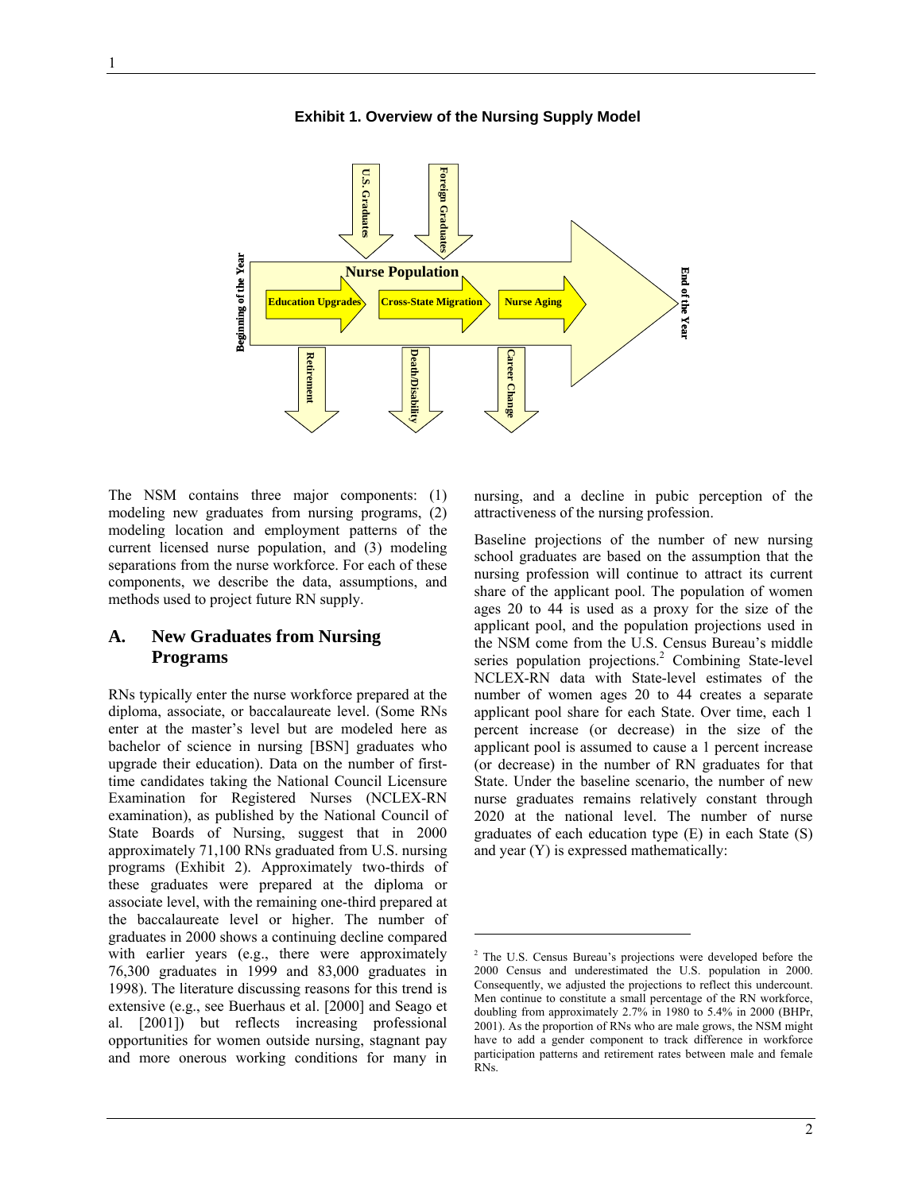**Exhibit 1. Overview of the Nursing Supply Model**

Beginning of the Year

U.S. Graduates

Foreign Graduates

Nurse Population

Education Upgrades

Cross-State Migration

Nurse Aging

End of the Year

Retirement

Death/Disability

Career Change

The NSM contains three major components: (1) modeling new graduates from nursing programs, (2) modeling location and employment patterns of the current licensed nurse population, and (3) modeling separations from the nurse workforce. For each of these components, we describe the data, assumptions, and methods used to project future RN supply.

## A. New Graduates from Nursing Programs

RNs typically enter the nurse workforce prepared at the diploma, associate, or baccalaureate level. (Some RNs enter at the master's level but are modeled here as bachelor of science in nursing [BSN] graduates who upgrade their education). Data on the number of first-time candidates taking the National Council Licensure Examination for Registered Nurses (NCLEX-RN examination), as published by the National Council of State Boards of Nursing, suggest that in 2000 approximately 71,100 RNs graduated from U.S. nursing programs (Exhibit 2). Approximately two-thirds of these graduates were prepared at the diploma or associate level, with the remaining one-third prepared at the baccalaureate level or higher. The number of graduates in 2000 shows a continuing decline compared with earlier years (e.g., there were approximately 76,300 graduates in 1999 and 83,000 graduates in 1998). The literature discussing reasons for this trend is extensive (e.g., see Buerhaus et al. [2000] and Seago et al. [2001]) but reflects increasing professional opportunities for women outside nursing, stagnant pay and more onerous working conditions for many in nursing, and a decline in pubic perception of the attractiveness of the nursing profession.

Baseline projections of the number of new nursing school graduates are based on the assumption that the nursing profession will continue to attract its current share of the applicant pool. The population of women ages 20 to 44 is used as a proxy for the size of the applicant pool, and the population projections used in the NSM come from the U.S. Census Bureau's middle series population projections.[2] Combining State-level NCLEX-RN data with State-level estimates of the number of women ages 20 to 44 creates a separate applicant pool share for each State. Over time, each 1 percent increase (or decrease) in the size of the applicant pool is assumed to cause a 1 percent increase (or decrease) in the number of RN graduates for that State. Under the baseline scenario, the number of new nurse graduates remains relatively constant through 2020 at the national level. The number of nurse graduates of each education type (E) in each State (S) and year (Y) is expressed mathematically:

[2] The U.S. Census Bureau's projections were developed before the 2000 Census and underestimated the U.S. population in 2000. Consequently, we adjusted the projections to reflect this undercount. Men continue to constitute a small percentage of the RN workforce, doubling from approximately 2.7% in 1980 to 5.4% in 2000 (BHPr, 2001). As the proportion of RNs who are male grows, the NSM might have to add a gender component to track difference in workforce participation patterns and retirement rates between male and female RNs.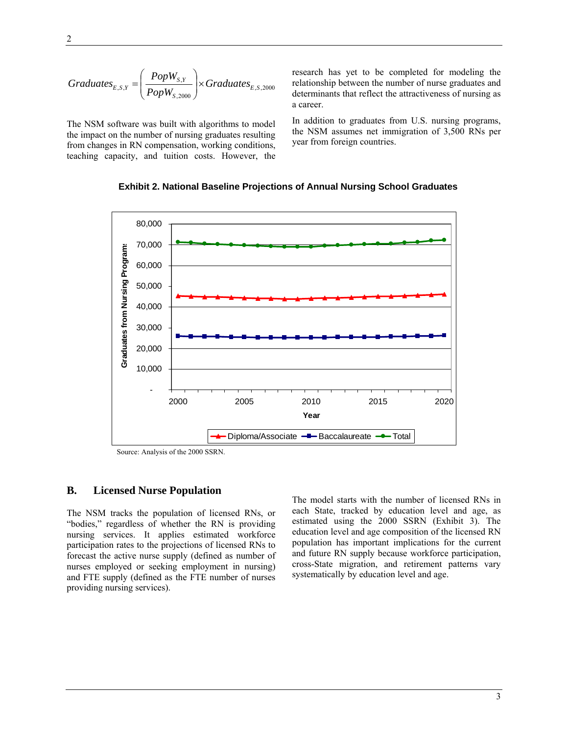$$Graduates_{E,S,Y} = \left( \frac{PopW_{S,Y}}{PopW_{S,2000}} \right) \times Graduates_{E,S,2000}$$

The NSM software was built with algorithms to model the impact on the number of nursing graduates resulting from changes in RN compensation, working conditions, teaching capacity, and tuition costs. However, the research has yet to be completed for modeling the relationship between the number of nurse graduates and determinants that reflect the attractiveness of nursing as a career.

In addition to graduates from U.S. nursing programs, the NSM assumes net immigration of 3,500 RNs per year from foreign countries.

**Exhibit 2. National Baseline Projections of Annual Nursing School Graduates**

Source: Analysis of the 2000 SSRN.

## B. Licensed Nurse Population

The NSM tracks the population of licensed RNs, or "bodies," regardless of whether the RN is providing nursing services. It applies estimated workforce participation rates to the projections of licensed RNs to forecast the active nurse supply (defined as number of nurses employed or seeking employment in nursing) and FTE supply (defined as the FTE number of nurses providing nursing services).

The model starts with the number of licensed RNs in each State, tracked by education level and age, as estimated using the 2000 SSRN (Exhibit 3). The education level and age composition of the licensed RN population has important implications for the current and future RN supply because workforce participation, cross-State migration, and retirement patterns vary systematically by education level and age.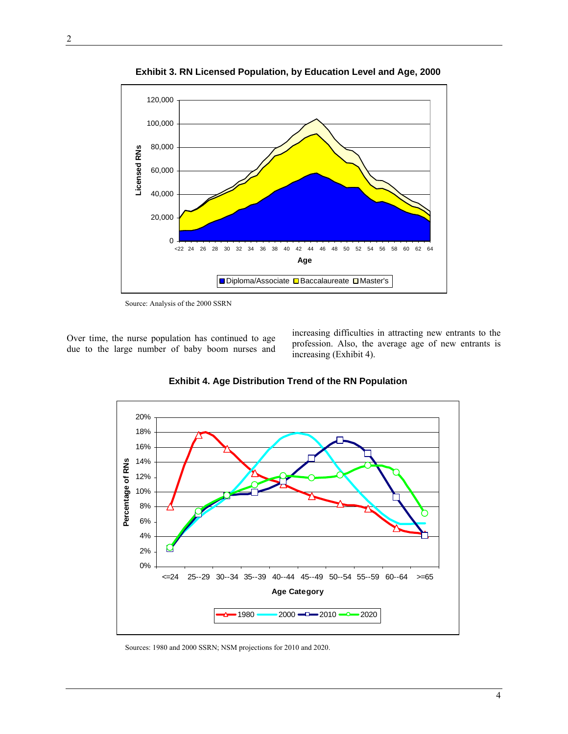**Exhibit 3. RN Licensed Population, by Education Level and Age, 2000**

Source: Analysis of the 2000 SSRN

Over time, the nurse population has continued to age due to the large number of baby boom nurses and increasing difficulties in attracting new entrants to the profession. Also, the average age of new entrants is increasing (Exhibit 4).

**Exhibit 4. Age Distribution Trend of the RN Population**

Sources: 1980 and 2000 SSRN; NSM projections for 2010 and 2020.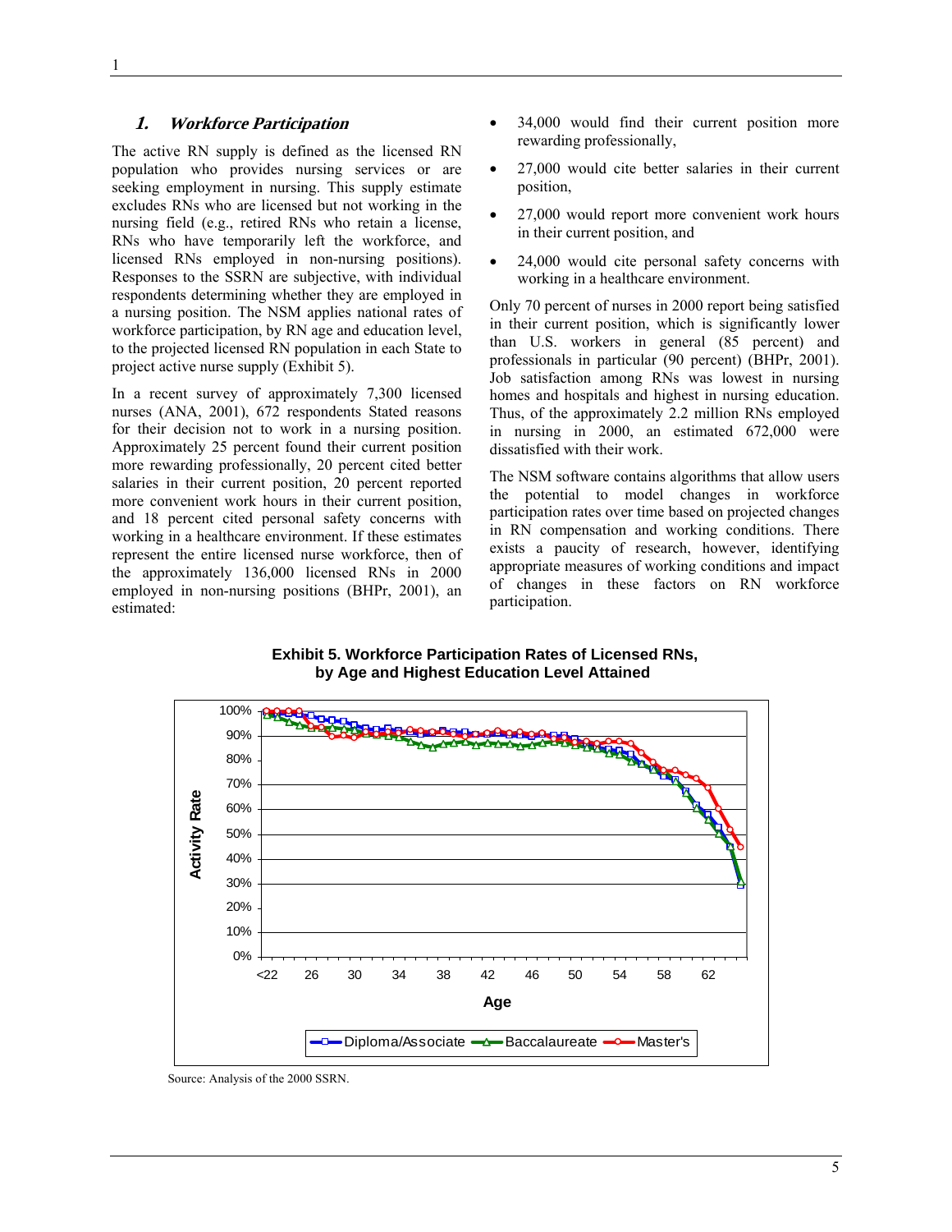### *1. Workforce Participation*

The active RN supply is defined as the licensed RN population who provides nursing services or are seeking employment in nursing. This supply estimate excludes RNs who are licensed but not working in the nursing field (e.g., retired RNs who retain a license, RNs who have temporarily left the workforce, and licensed RNs employed in non-nursing positions). Responses to the SSRN are subjective, with individual respondents determining whether they are employed in a nursing position. The NSM applies national rates of workforce participation, by RN age and education level, to the projected licensed RN population in each State to project active nurse supply (Exhibit 5).

In a recent survey of approximately 7,300 licensed nurses (ANA, 2001), 672 respondents Stated reasons for their decision not to work in a nursing position. Approximately 25 percent found their current position more rewarding professionally, 20 percent cited better salaries in their current position, 20 percent reported more convenient work hours in their current position, and 18 percent cited personal safety concerns with working in a healthcare environment. If these estimates represent the entire licensed nurse workforce, then of the approximately 136,000 licensed RNs in 2000 employed in non-nursing positions (BHPr, 2001), an estimated:

- 34,000 would find their current position more rewarding professionally,
- 27,000 would cite better salaries in their current position,
- 27,000 would report more convenient work hours in their current position, and
- 24,000 would cite personal safety concerns with working in a healthcare environment.

Only 70 percent of nurses in 2000 report being satisfied in their current position, which is significantly lower than U.S. workers in general (85 percent) and professionals in particular (90 percent) (BHPr, 2001). Job satisfaction among RNs was lowest in nursing homes and hospitals and highest in nursing education. Thus, of the approximately 2.2 million RNs employed in nursing in 2000, an estimated 672,000 were dissatisfied with their work.

The NSM software contains algorithms that allow users the potential to model changes in workforce participation rates over time based on projected changes in RN compensation and working conditions. There exists a paucity of research, however, identifying appropriate measures of working conditions and impact of changes in these factors on RN workforce participation.

**Exhibit 5. Workforce Participation Rates of Licensed RNs, by Age and Highest Education Level Attained**

Source: Analysis of the 2000 SSRN.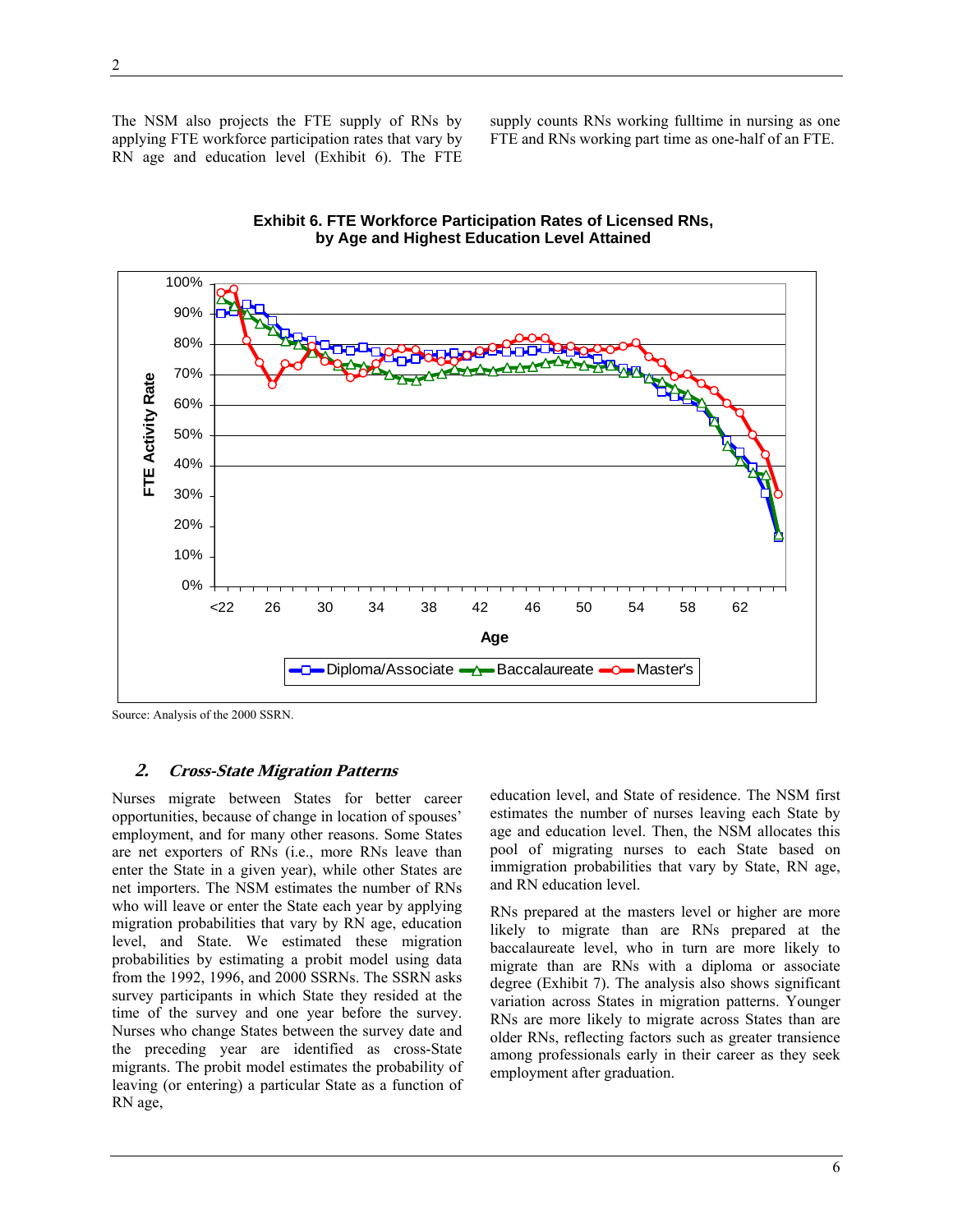The NSM also projects the FTE supply of RNs by applying FTE workforce participation rates that vary by RN age and education level (Exhibit 6). The FTE supply counts RNs working fulltime in nursing as one FTE and RNs working part time as one-half of an FTE.

**Exhibit 6. FTE Workforce Participation Rates of Licensed RNs, by Age and Highest Education Level Attained**

Source: Analysis of the 2000 SSRN.

## 2. *Cross-State Migration Patterns*

Nurses migrate between States for better career opportunities, because of change in location of spouses' employment, and for many other reasons. Some States are net exporters of RNs (i.e., more RNs leave than enter the State in a given year), while other States are net importers. The NSM estimates the number of RNs who will leave or enter the State each year by applying migration probabilities that vary by RN age, education level, and State. We estimated these migration probabilities by estimating a probit model using data from the 1992, 1996, and 2000 SSRNs. The SSRN asks survey participants in which State they resided at the time of the survey and one year before the survey. Nurses who change States between the survey date and the preceding year are identified as cross-State migrants. The probit model estimates the probability of leaving (or entering) a particular State as a function of RN age, education level, and State of residence. The NSM first estimates the number of nurses leaving each State by age and education level. Then, the NSM allocates this pool of migrating nurses to each State based on immigration probabilities that vary by State, RN age, and RN education level.

RNs prepared at the masters level or higher are more likely to migrate than are RNs prepared at the baccalaureate level, who in turn are more likely to migrate than are RNs with a diploma or associate degree (Exhibit 7). The analysis also shows significant variation across States in migration patterns. Younger RNs are more likely to migrate across States than are older RNs, reflecting factors such as greater transience among professionals early in their career as they seek employment after graduation.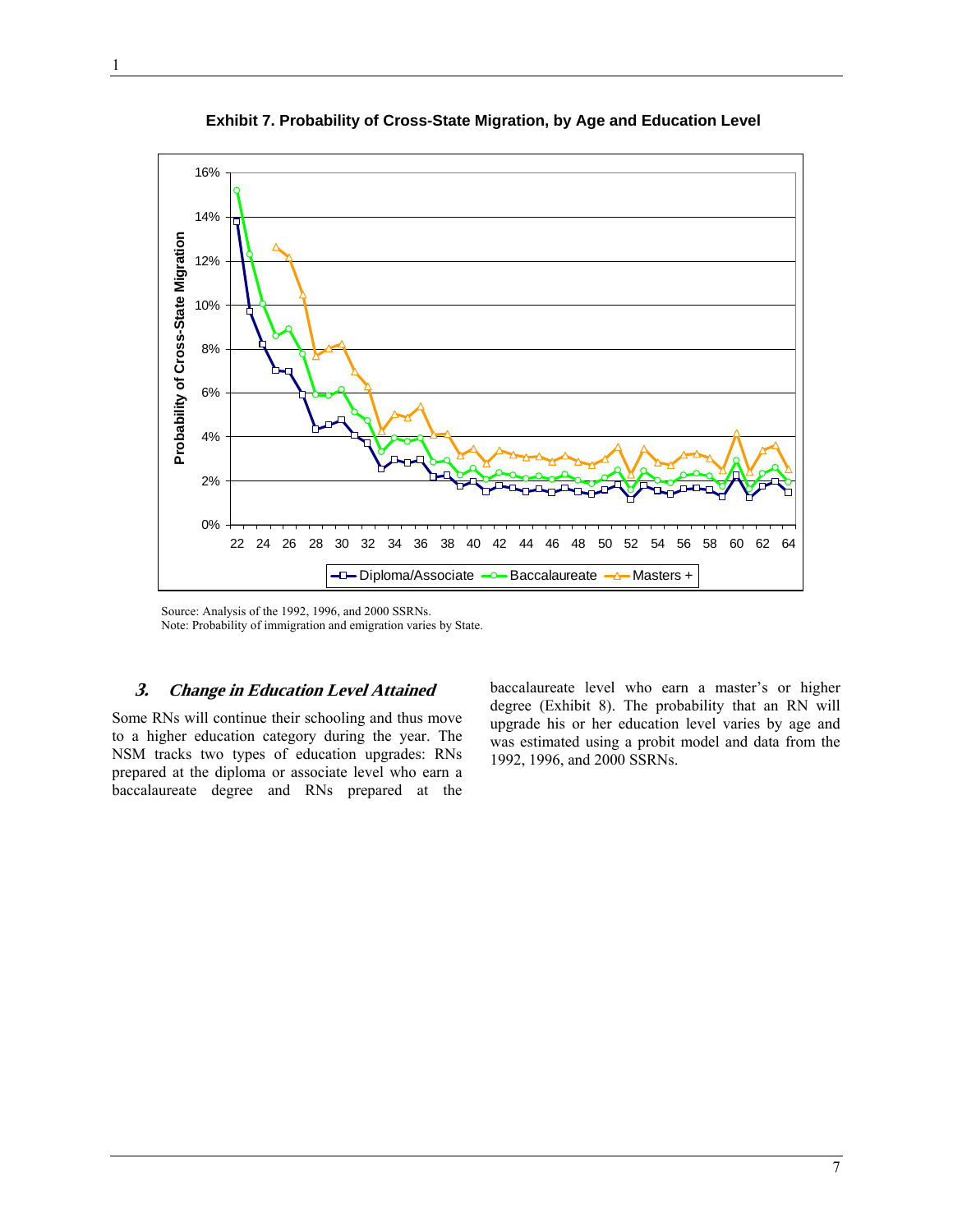**Exhibit 7. Probability of Cross-State Migration, by Age and Education Level**

Source: Analysis of the 1992, 1996, and 2000 SSRNs.
Note: Probability of immigration and emigration varies by State.

### *3. Change in Education Level Attained*

Some RNs will continue their schooling and thus move to a higher education category during the year. The NSM tracks two types of education upgrades: RNs prepared at the diploma or associate level who earn a baccalaureate degree and RNs prepared at the baccalaureate level who earn a master's or higher degree (Exhibit 8). The probability that an RN will upgrade his or her education level varies by age and was estimated using a probit model and data from the 1992, 1996, and 2000 SSRNs.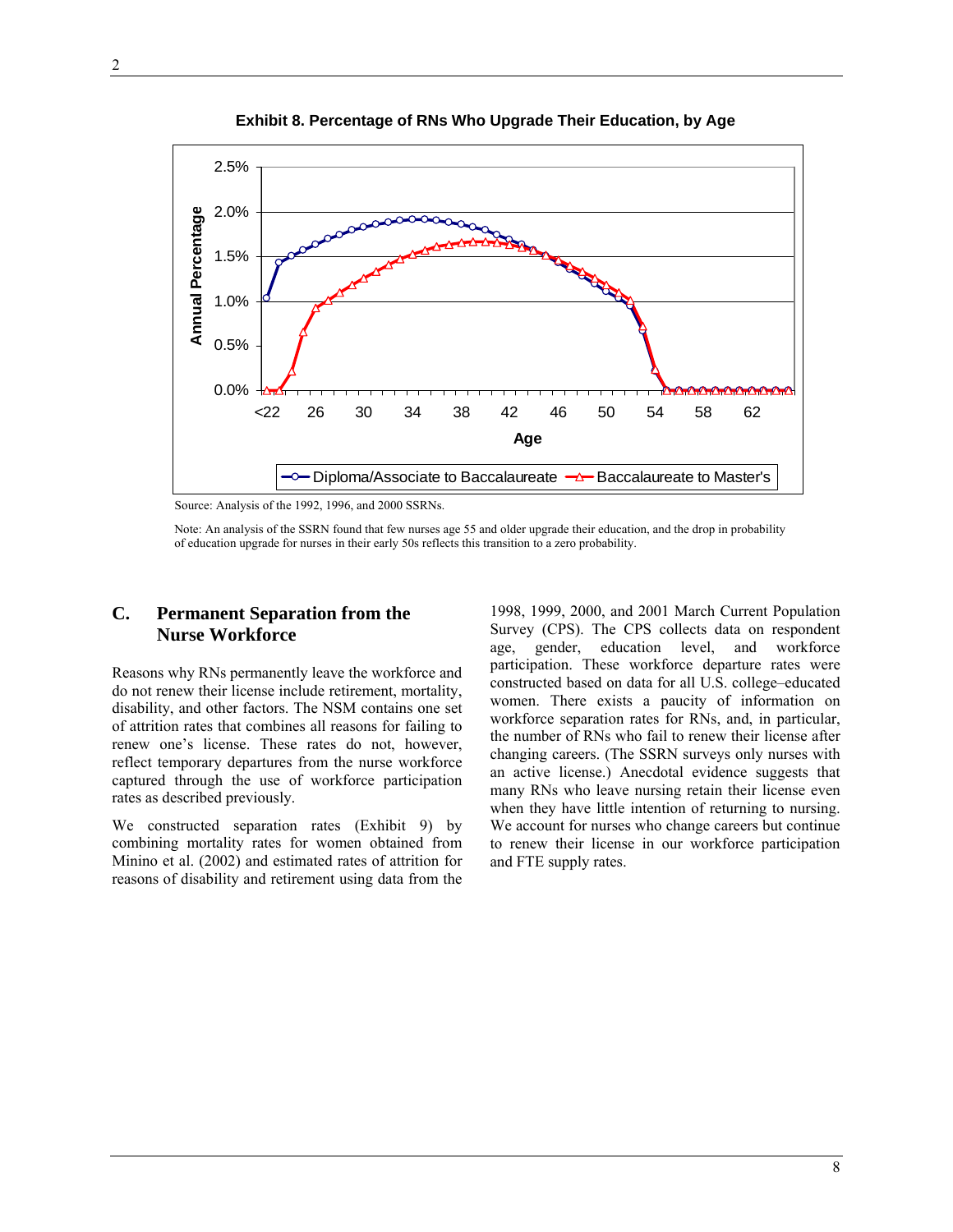**Exhibit 8. Percentage of RNs Who Upgrade Their Education, by Age**

Source: Analysis of the 1992, 1996, and 2000 SSRNs.

Note: An analysis of the SSRN found that few nurses age 55 and older upgrade their education, and the drop in probability of education upgrade for nurses in their early 50s reflects this transition to a zero probability.

## C. Permanent Separation from the Nurse Workforce

Reasons why RNs permanently leave the workforce and do not renew their license include retirement, mortality, disability, and other factors. The NSM contains one set of attrition rates that combines all reasons for failing to renew one's license. These rates do not, however, reflect temporary departures from the nurse workforce captured through the use of workforce participation rates as described previously.

We constructed separation rates (Exhibit 9) by combining mortality rates for women obtained from Minino et al. (2002) and estimated rates of attrition for reasons of disability and retirement using data from the 1998, 1999, 2000, and 2001 March Current Population Survey (CPS). The CPS collects data on respondent age, gender, education level, and workforce participation. These workforce departure rates were constructed based on data for all U.S. college–educated women. There exists a paucity of information on workforce separation rates for RNs, and, in particular, the number of RNs who fail to renew their license after changing careers. (The SSRN surveys only nurses with an active license.) Anecdotal evidence suggests that many RNs who leave nursing retain their license even when they have little intention of returning to nursing. We account for nurses who change careers but continue to renew their license in our workforce participation and FTE supply rates.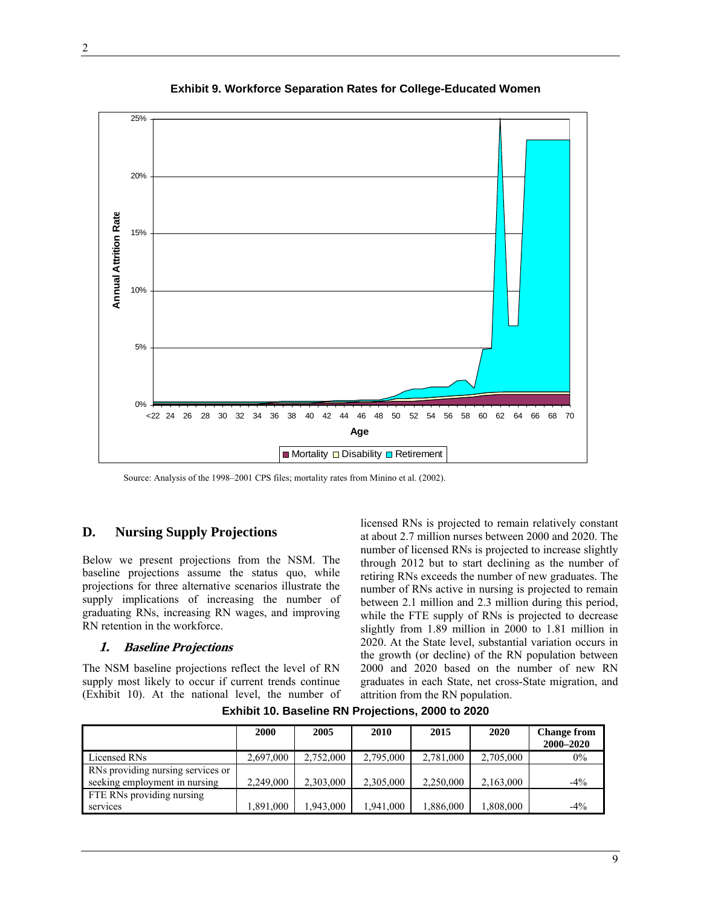**Exhibit 9. Workforce Separation Rates for College-Educated Women**

Source: Analysis of the 1998–2001 CPS files; mortality rates from Minino et al. (2002).

## D. Nursing Supply Projections

Below we present projections from the NSM. The baseline projections assume the status quo, while projections for three alternative scenarios illustrate the supply implications of increasing the number of graduating RNs, increasing RN wages, and improving RN retention in the workforce.

### *1. Baseline Projections*

The NSM baseline projections reflect the level of RN supply most likely to occur if current trends continue (Exhibit 10). At the national level, the number of licensed RNs is projected to remain relatively constant at about 2.7 million nurses between 2000 and 2020. The number of licensed RNs is projected to increase slightly through 2012 but to start declining as the number of retiring RNs exceeds the number of new graduates. The number of RNs active in nursing is projected to remain between 2.1 million and 2.3 million during this period, while the FTE supply of RNs is projected to decrease slightly from 1.89 million in 2000 to 1.81 million in 2020. At the State level, substantial variation occurs in the growth (or decline) of the RN population between 2000 and 2020 based on the number of new RN graduates in each State, net cross-State migration, and attrition from the RN population.

**Exhibit 10. Baseline RN Projections, 2000 to 2020**

| | 2000 | 2005 | 2010 | 2015 | 2020 | Change from 2000–2020 |
|---|---|---|---|---|---|---|
| Licensed RNs | 2,697,000 | 2,752,000 | 2,795,000 | 2,781,000 | 2,705,000 | 0% |
| RNs providing nursing services or seeking employment in nursing | 2,249,000 | 2,303,000 | 2,305,000 | 2,250,000 | 2,163,000 | -4% |
| FTE RNs providing nursing services | 1,891,000 | 1,943,000 | 1,941,000 | 1,886,000 | 1,808,000 | -4% |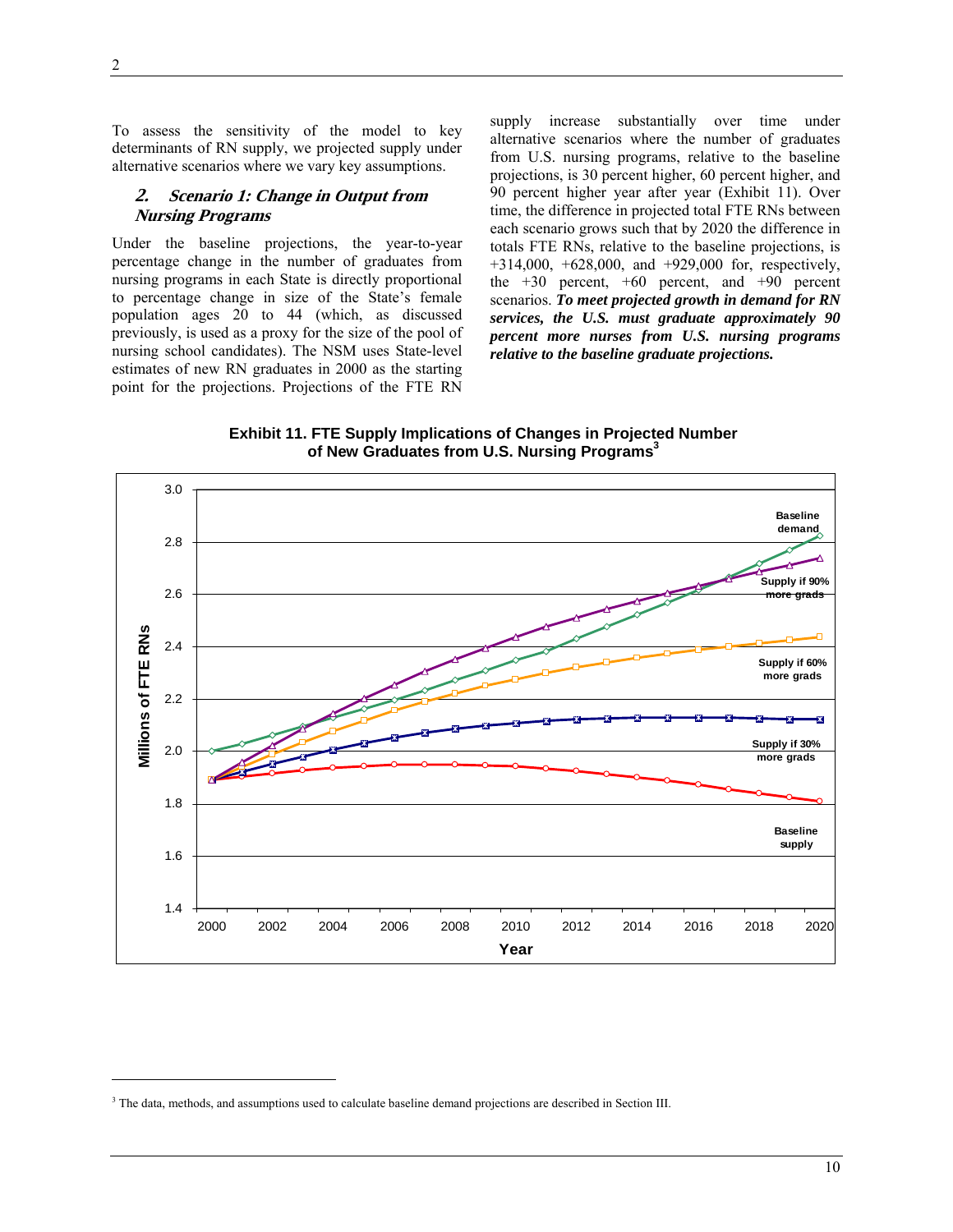To assess the sensitivity of the model to key determinants of RN supply, we projected supply under alternative scenarios where we vary key assumptions.

## 2. *Scenario 1: Change in Output from Nursing Programs*

Under the baseline projections, the year-to-year percentage change in the number of graduates from nursing programs in each State is directly proportional to percentage change in size of the State's female population ages 20 to 44 (which, as discussed previously, is used as a proxy for the size of the pool of nursing school candidates). The NSM uses State-level estimates of new RN graduates in 2000 as the starting point for the projections. Projections of the FTE RN supply increase substantially over time under alternative scenarios where the number of graduates from U.S. nursing programs, relative to the baseline projections, is 30 percent higher, 60 percent higher, and 90 percent higher year after year (Exhibit 11). Over time, the difference in projected total FTE RNs between each scenario grows such that by 2020 the difference in totals FTE RNs, relative to the baseline projections, is +314,000, +628,000, and +929,000 for, respectively, the +30 percent, +60 percent, and +90 percent scenarios. ***To meet projected growth in demand for RN services, the U.S. must graduate approximately 90 percent more nurses from U.S. nursing programs relative to the baseline graduate projections.***

**Exhibit 11. FTE Supply Implications of Changes in Projected Number of New Graduates from U.S. Nursing Programs**[3]

[3] The data, methods, and assumptions used to calculate baseline demand projections are described in Section III.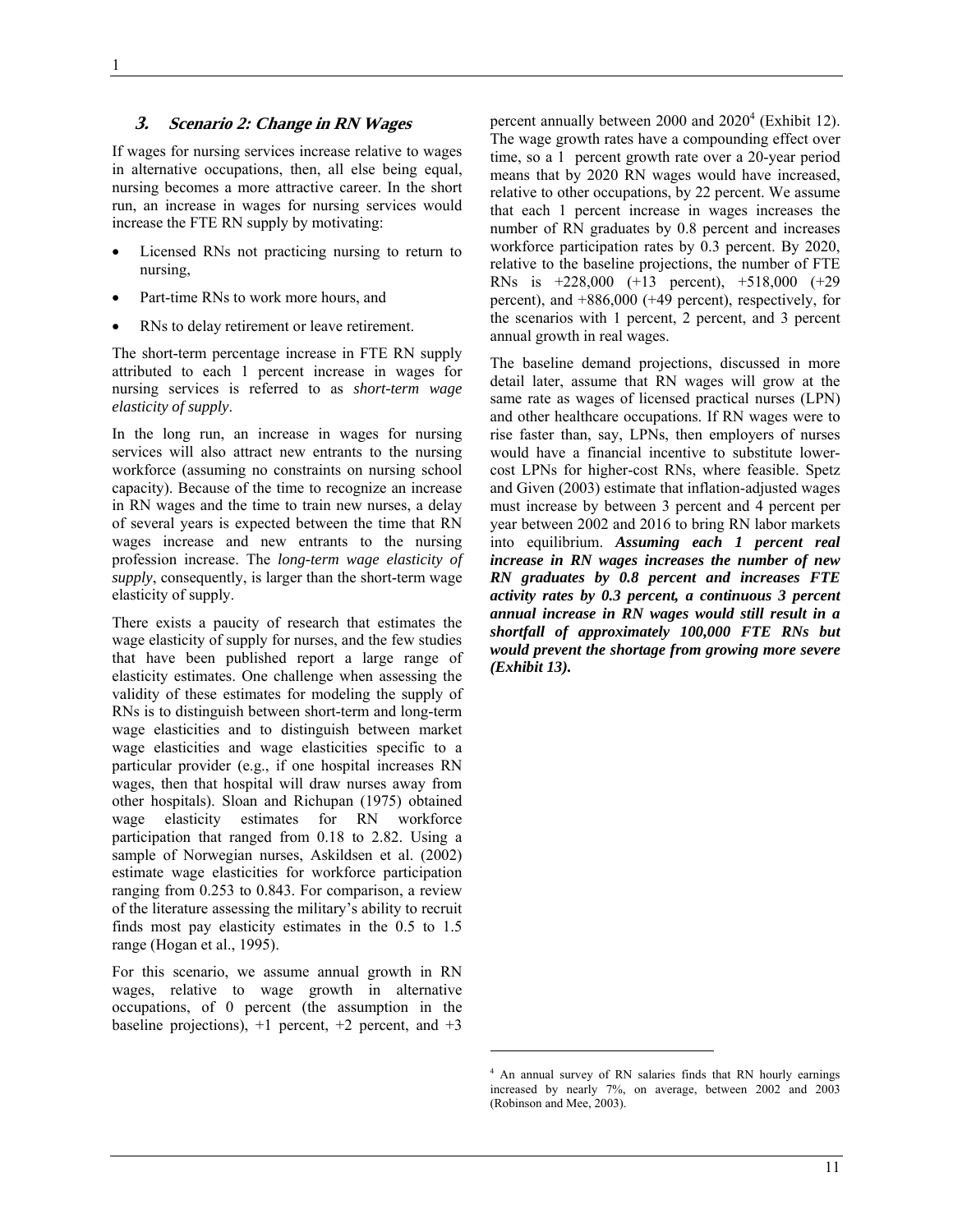### *3. Scenario 2: Change in RN Wages*

If wages for nursing services increase relative to wages in alternative occupations, then, all else being equal, nursing becomes a more attractive career. In the short run, an increase in wages for nursing services would increase the FTE RN supply by motivating:

- Licensed RNs not practicing nursing to return to nursing,
- Part-time RNs to work more hours, and
- RNs to delay retirement or leave retirement.

The short-term percentage increase in FTE RN supply attributed to each 1 percent increase in wages for nursing services is referred to as *short-term wage elasticity of supply*.

In the long run, an increase in wages for nursing services will also attract new entrants to the nursing workforce (assuming no constraints on nursing school capacity). Because of the time to recognize an increase in RN wages and the time to train new nurses, a delay of several years is expected between the time that RN wages increase and new entrants to the nursing profession increase. The *long-term wage elasticity of supply*, consequently, is larger than the short-term wage elasticity of supply.

There exists a paucity of research that estimates the wage elasticity of supply for nurses, and the few studies that have been published report a large range of elasticity estimates. One challenge when assessing the validity of these estimates for modeling the supply of RNs is to distinguish between short-term and long-term wage elasticities and to distinguish between market wage elasticities and wage elasticities specific to a particular provider (e.g., if one hospital increases RN wages, then that hospital will draw nurses away from other hospitals). Sloan and Richupan (1975) obtained wage elasticity estimates for RN workforce participation that ranged from 0.18 to 2.82. Using a sample of Norwegian nurses, Askildsen et al. (2002) estimate wage elasticities for workforce participation ranging from 0.253 to 0.843. For comparison, a review of the literature assessing the military's ability to recruit finds most pay elasticity estimates in the 0.5 to 1.5 range (Hogan et al., 1995).

For this scenario, we assume annual growth in RN wages, relative to wage growth in alternative occupations, of 0 percent (the assumption in the baseline projections), +1 percent, +2 percent, and +3 percent annually between 2000 and 2020[4] (Exhibit 12). The wage growth rates have a compounding effect over time, so a 1 percent growth rate over a 20-year period means that by 2020 RN wages would have increased, relative to other occupations, by 22 percent. We assume that each 1 percent increase in wages increases the number of RN graduates by 0.8 percent and increases workforce participation rates by 0.3 percent. By 2020, relative to the baseline projections, the number of FTE RNs is +228,000 (+13 percent), +518,000 (+29 percent), and +886,000 (+49 percent), respectively, for the scenarios with 1 percent, 2 percent, and 3 percent annual growth in real wages.

The baseline demand projections, discussed in more detail later, assume that RN wages will grow at the same rate as wages of licensed practical nurses (LPN) and other healthcare occupations. If RN wages were to rise faster than, say, LPNs, then employers of nurses would have a financial incentive to substitute lower-cost LPNs for higher-cost RNs, where feasible. Spetz and Given (2003) estimate that inflation-adjusted wages must increase by between 3 percent and 4 percent per year between 2002 and 2016 to bring RN labor markets into equilibrium. ***Assuming each 1 percent real increase in RN wages increases the number of new RN graduates by 0.8 percent and increases FTE activity rates by 0.3 percent, a continuous 3 percent annual increase in RN wages would still result in a shortfall of approximately 100,000 FTE RNs but would prevent the shortage from growing more severe (Exhibit 13).***

---

[4] An annual survey of RN salaries finds that RN hourly earnings increased by nearly 7%, on average, between 2002 and 2003 (Robinson and Mee, 2003).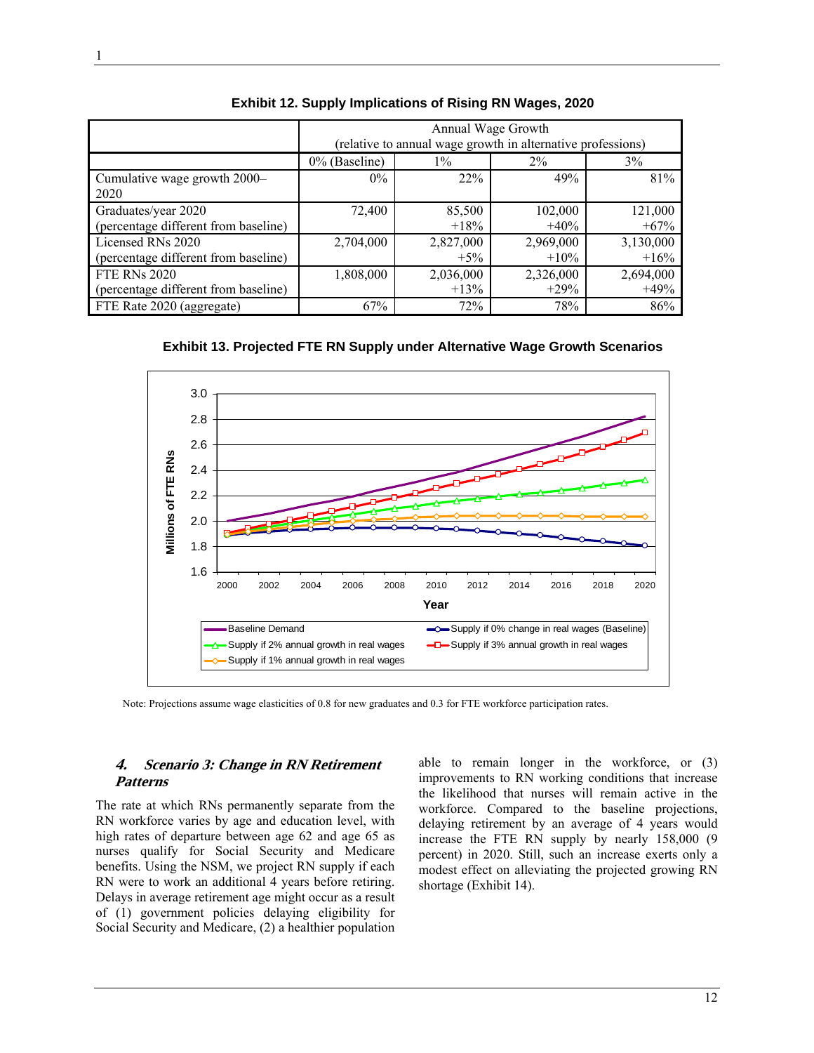**Exhibit 12. Supply Implications of Rising RN Wages, 2020**

| | Annual Wage Growth (relative to annual wage growth in alternative professions) | | | |
|---|---|---|---|---|
| | 0% (Baseline) | 1% | 2% | 3% |
| Cumulative wage growth 2000–2020 | 0% | 22% | 49% | 81% |
| Graduates/year 2020 (percentage different from baseline) | 72,400 | 85,500 +18% | 102,000 +40% | 121,000 +67% |
| Licensed RNs 2020 (percentage different from baseline) | 2,704,000 | 2,827,000 +5% | 2,969,000 +10% | 3,130,000 +16% |
| FTE RNs 2020 (percentage different from baseline) | 1,808,000 | 2,036,000 +13% | 2,326,000 +29% | 2,694,000 +49% |
| FTE Rate 2020 (aggregate) | 67% | 72% | 78% | 86% |

**Exhibit 13. Projected FTE RN Supply under Alternative Wage Growth Scenarios**

Note: Projections assume wage elasticities of 0.8 for new graduates and 0.3 for FTE workforce participation rates.

#### *4. Scenario 3: Change in RN Retirement Patterns*

The rate at which RNs permanently separate from the RN workforce varies by age and education level, with high rates of departure between age 62 and age 65 as nurses qualify for Social Security and Medicare benefits. Using the NSM, we project RN supply if each RN were to work an additional 4 years before retiring. Delays in average retirement age might occur as a result of (1) government policies delaying eligibility for Social Security and Medicare, (2) a healthier population able to remain longer in the workforce, or (3) improvements to RN working conditions that increase the likelihood that nurses will remain active in the workforce. Compared to the baseline projections, delaying retirement by an average of 4 years would increase the FTE RN supply by nearly 158,000 (9 percent) in 2020. Still, such an increase exerts only a modest effect on alleviating the projected growing RN shortage (Exhibit 14).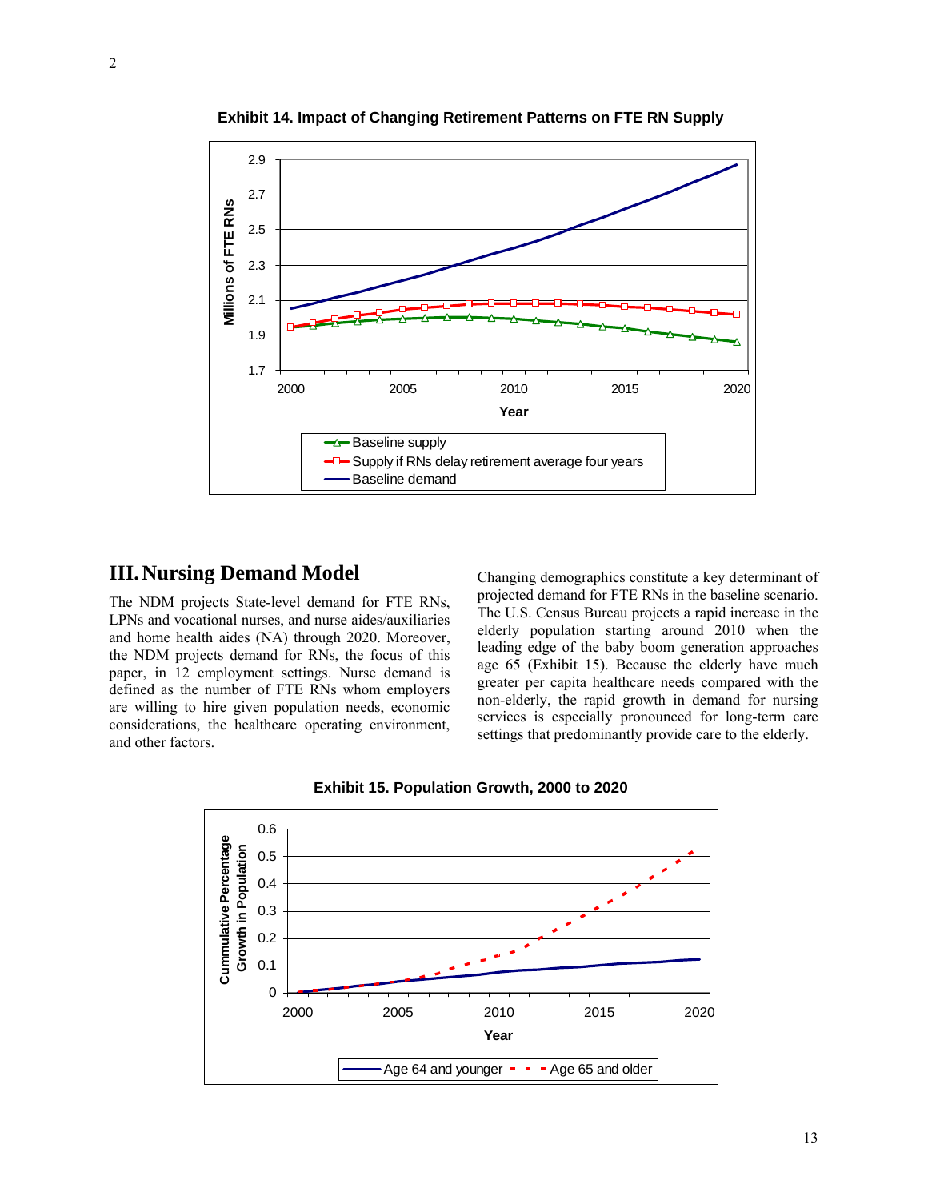**Exhibit 14. Impact of Changing Retirement Patterns on FTE RN Supply**

## III. Nursing Demand Model

The NDM projects State-level demand for FTE RNs, LPNs and vocational nurses, and nurse aides/auxiliaries and home health aides (NA) through 2020. Moreover, the NDM projects demand for RNs, the focus of this paper, in 12 employment settings. Nurse demand is defined as the number of FTE RNs whom employers are willing to hire given population needs, economic considerations, the healthcare operating environment, and other factors.

Changing demographics constitute a key determinant of projected demand for FTE RNs in the baseline scenario. The U.S. Census Bureau projects a rapid increase in the elderly population starting around 2010 when the leading edge of the baby boom generation approaches age 65 (Exhibit 15). Because the elderly have much greater per capita healthcare needs compared with the non-elderly, the rapid growth in demand for nursing services is especially pronounced for long-term care settings that predominantly provide care to the elderly.

**Exhibit 15. Population Growth, 2000 to 2020**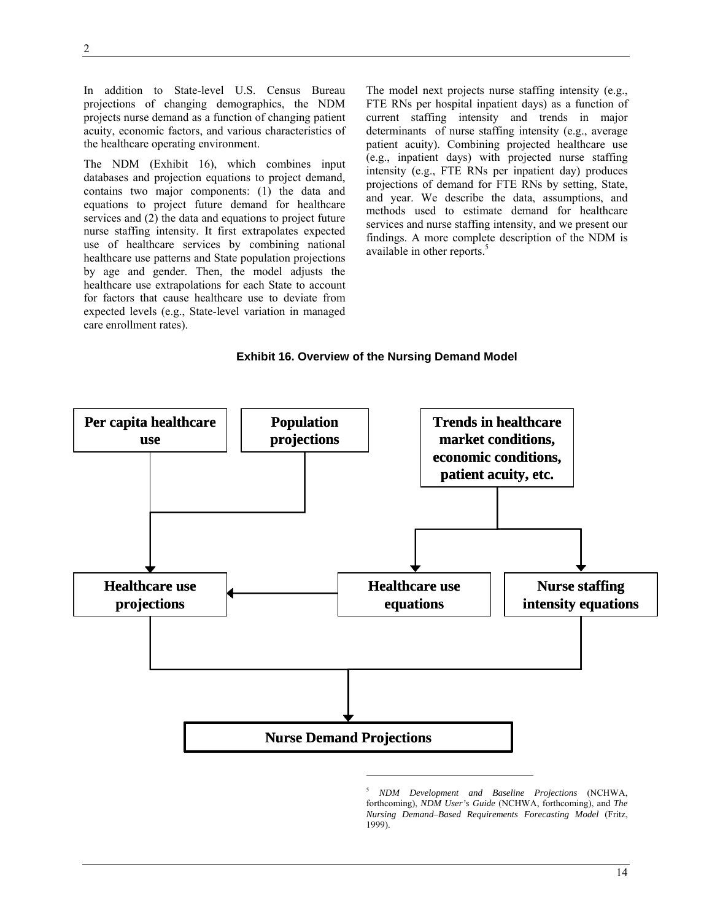In addition to State-level U.S. Census Bureau projections of changing demographics, the NDM projects nurse demand as a function of changing patient acuity, economic factors, and various characteristics of the healthcare operating environment.

The NDM (Exhibit 16), which combines input databases and projection equations to project demand, contains two major components: (1) the data and equations to project future demand for healthcare services and (2) the data and equations to project future nurse staffing intensity. It first extrapolates expected use of healthcare services by combining national healthcare use patterns and State population projections by age and gender. Then, the model adjusts the healthcare use extrapolations for each State to account for factors that cause healthcare use to deviate from expected levels (e.g., State-level variation in managed care enrollment rates).

The model next projects nurse staffing intensity (e.g., FTE RNs per hospital inpatient days) as a function of current staffing intensity and trends in major determinants of nurse staffing intensity (e.g., average patient acuity). Combining projected healthcare use (e.g., inpatient days) with projected nurse staffing intensity (e.g., FTE RNs per inpatient day) produces projections of demand for FTE RNs by setting, State, and year. We describe the data, assumptions, and methods used to estimate demand for healthcare services and nurse staffing intensity, and we present our findings. A more complete description of the NDM is available in other reports.[5]

**Exhibit 16. Overview of the Nursing Demand Model**

- **Per capita healthcare use** + **Population projections** → **Healthcare use projections**
- **Trends in healthcare market conditions, economic conditions, patient acuity, etc.** → **Healthcare use equations** and **Nurse staffing intensity equations**
- **Healthcare use equations** → **Healthcare use projections**
- **Healthcare use projections** + **Nurse staffing intensity equations** → **Nurse Demand Projections**

---

[5] *NDM Development and Baseline Projections* (NCHWA, forthcoming), *NDM User's Guide* (NCHWA, forthcoming), and *The Nursing Demand–Based Requirements Forecasting Model* (Fritz, 1999).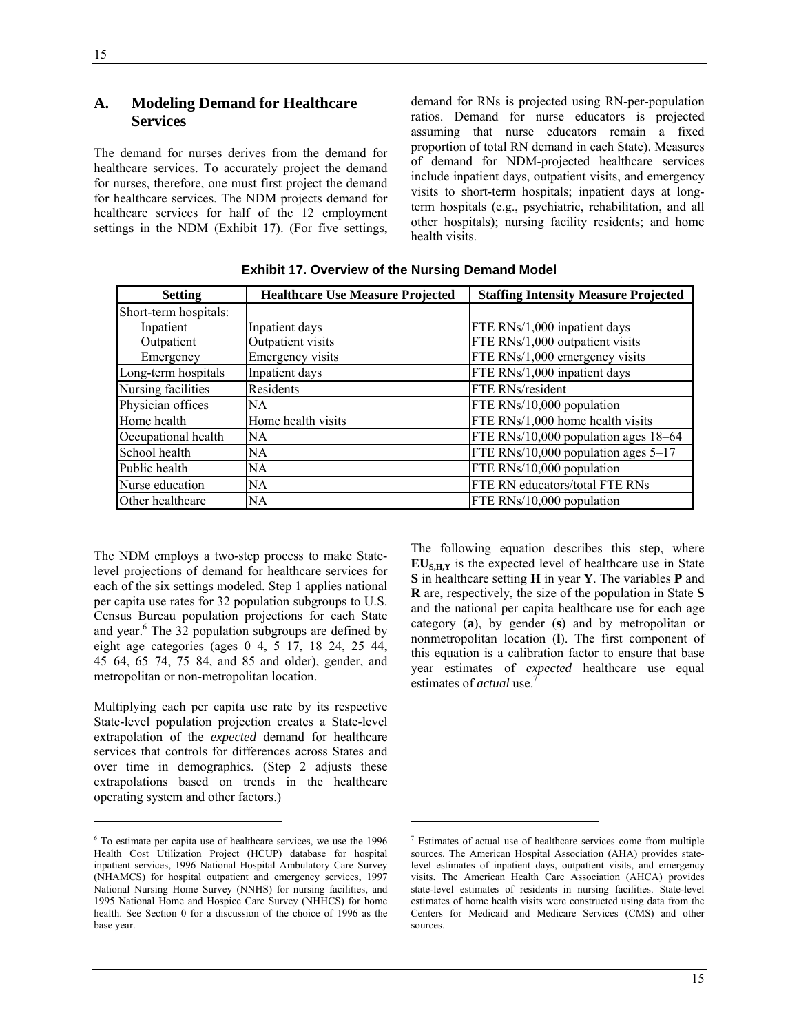## A. Modeling Demand for Healthcare Services

The demand for nurses derives from the demand for healthcare services. To accurately project the demand for nurses, therefore, one must first project the demand for healthcare services. The NDM projects demand for healthcare services for half of the 12 employment settings in the NDM (Exhibit 17). (For five settings, demand for RNs is projected using RN-per-population ratios. Demand for nurse educators is projected assuming that nurse educators remain a fixed proportion of total RN demand in each State). Measures of demand for NDM-projected healthcare services include inpatient days, outpatient visits, and emergency visits to short-term hospitals; inpatient days at long-term hospitals (e.g., psychiatric, rehabilitation, and all other hospitals); nursing facility residents; and home health visits.

**Exhibit 17. Overview of the Nursing Demand Model**

| Setting | Healthcare Use Measure Projected | Staffing Intensity Measure Projected |
|---|---|---|
| Short-term hospitals: | | |
| Inpatient | Inpatient days | FTE RNs/1,000 inpatient days |
| Outpatient | Outpatient visits | FTE RNs/1,000 outpatient visits |
| Emergency | Emergency visits | FTE RNs/1,000 emergency visits |
| Long-term hospitals | Inpatient days | FTE RNs/1,000 inpatient days |
| Nursing facilities | Residents | FTE RNs/resident |
| Physician offices | NA | FTE RNs/10,000 population |
| Home health | Home health visits | FTE RNs/1,000 home health visits |
| Occupational health | NA | FTE RNs/10,000 population ages 18–64 |
| School health | NA | FTE RNs/10,000 population ages 5–17 |
| Public health | NA | FTE RNs/10,000 population |
| Nurse education | NA | FTE RN educators/total FTE RNs |
| Other healthcare | NA | FTE RNs/10,000 population |

The NDM employs a two-step process to make State-level projections of demand for healthcare services for each of the six settings modeled. Step 1 applies national per capita use rates for 32 population subgroups to U.S. Census Bureau population projections for each State and year.[6] The 32 population subgroups are defined by eight age categories (ages 0–4, 5–17, 18–24, 25–44, 45–64, 65–74, 75–84, and 85 and older), gender, and metropolitan or non-metropolitan location.

Multiplying each per capita use rate by its respective State-level population projection creates a State-level extrapolation of the *expected* demand for healthcare services that controls for differences across States and over time in demographics. (Step 2 adjusts these extrapolations based on trends in the healthcare operating system and other factors.)

The following equation describes this step, where $\mathbf{EU_{S,H,Y}}$ is the expected level of healthcare use in State **S** in healthcare setting **H** in year **Y**. The variables **P** and **R** are, respectively, the size of the population in State **S** and the national per capita healthcare use for each age category (**a**), by gender (**s**) and by metropolitan or nonmetropolitan location (**l**). The first component of this equation is a calibration factor to ensure that base year estimates of *expected* healthcare use equal estimates of *actual* use.[7]

[6] To estimate per capita use of healthcare services, we use the 1996 Health Cost Utilization Project (HCUP) database for hospital inpatient services, 1996 National Hospital Ambulatory Care Survey (NHAMCS) for hospital outpatient and emergency services, 1997 National Nursing Home Survey (NNHS) for nursing facilities, and 1995 National Home and Hospice Care Survey (NHHCS) for home health. See Section 0 for a discussion of the choice of 1996 as the base year.

[7] Estimates of actual use of healthcare services come from multiple sources. The American Hospital Association (AHA) provides state-level estimates of inpatient days, outpatient visits, and emergency visits. The American Health Care Association (AHCA) provides state-level estimates of residents in nursing facilities. State-level estimates of home health visits were constructed using data from the Centers for Medicaid and Medicare Services (CMS) and other sources.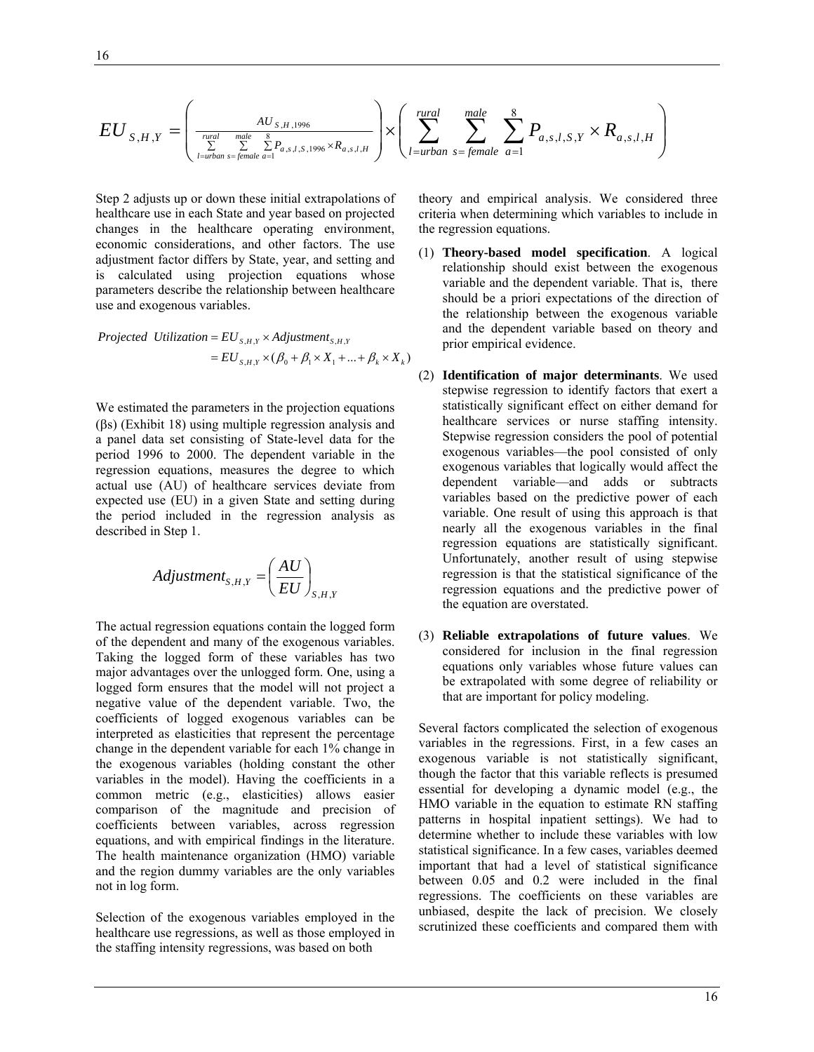$$EU_{S,H,Y} = \left( \frac{AU_{S,H,1996}}{\sum_{l=urban}^{rural} \sum_{s=female}^{male} \sum_{a=1}^{8} P_{a,s,l,S,1996} \times R_{a,s,l,H}} \right) \times \left( \sum_{l=urban}^{rural} \sum_{s=female}^{male} \sum_{a=1}^{8} P_{a,s,l,S,Y} \times R_{a,s,l,H} \right)$$

Step 2 adjusts up or down these initial extrapolations of healthcare use in each State and year based on projected changes in the healthcare operating environment, economic considerations, and other factors. The use adjustment factor differs by State, year, and setting and is calculated using projection equations whose parameters describe the relationship between healthcare use and exogenous variables.

$$\begin{aligned} \textit{Projected Utilization} &= EU_{S,H,Y} \times Adjustment_{S,H,Y} \\ &= EU_{S,H,Y} \times (\beta_0 + \beta_1 \times X_1 + ... + \beta_k \times X_k) \end{aligned}$$

We estimated the parameters in the projection equations (βs) (Exhibit 18) using multiple regression analysis and a panel data set consisting of State-level data for the period 1996 to 2000. The dependent variable in the regression equations, measures the degree to which actual use (AU) of healthcare services deviate from expected use (EU) in a given State and setting during the period included in the regression analysis as described in Step 1.

$$Adjustment_{S,H,Y} = \left( \frac{AU}{EU} \right)_{S,H,Y}$$

The actual regression equations contain the logged form of the dependent and many of the exogenous variables. Taking the logged form of these variables has two major advantages over the unlogged form. One, using a logged form ensures that the model will not project a negative value of the dependent variable. Two, the coefficients of logged exogenous variables can be interpreted as elasticities that represent the percentage change in the dependent variable for each 1% change in the exogenous variables (holding constant the other variables in the model). Having the coefficients in a common metric (e.g., elasticities) allows easier comparison of the magnitude and precision of coefficients between variables, across regression equations, and with empirical findings in the literature. The health maintenance organization (HMO) variable and the region dummy variables are the only variables not in log form.

Selection of the exogenous variables employed in the healthcare use regressions, as well as those employed in the staffing intensity regressions, was based on both theory and empirical analysis. We considered three criteria when determining which variables to include in the regression equations.

(1) **Theory-based model specification**. A logical relationship should exist between the exogenous variable and the dependent variable. That is, there should be a priori expectations of the direction of the relationship between the exogenous variable and the dependent variable based on theory and prior empirical evidence.

(2) **Identification of major determinants**. We used stepwise regression to identify factors that exert a statistically significant effect on either demand for healthcare services or nurse staffing intensity. Stepwise regression considers the pool of potential exogenous variables—the pool consisted of only exogenous variables that logically would affect the dependent variable—and adds or subtracts variables based on the predictive power of each variable. One result of using this approach is that nearly all the exogenous variables in the final regression equations are statistically significant. Unfortunately, another result of using stepwise regression is that the statistical significance of the regression equations and the predictive power of the equation are overstated.

(3) **Reliable extrapolations of future values**. We considered for inclusion in the final regression equations only variables whose future values can be extrapolated with some degree of reliability or that are important for policy modeling.

Several factors complicated the selection of exogenous variables in the regressions. First, in a few cases an exogenous variable is not statistically significant, though the factor that this variable reflects is presumed essential for developing a dynamic model (e.g., the HMO variable in the equation to estimate RN staffing patterns in hospital inpatient settings). We had to determine whether to include these variables with low statistical significance. In a few cases, variables deemed important that had a level of statistical significance between 0.05 and 0.2 were included in the final regressions. The coefficients on these variables are unbiased, despite the lack of precision. We closely scrutinized these coefficients and compared them with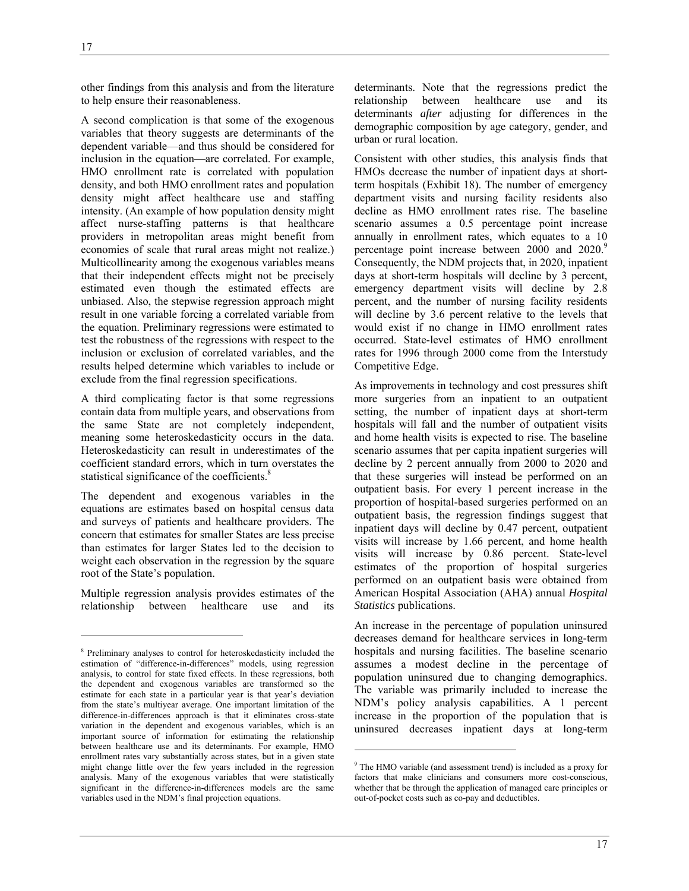other findings from this analysis and from the literature to help ensure their reasonableness.

A second complication is that some of the exogenous variables that theory suggests are determinants of the dependent variable—and thus should be considered for inclusion in the equation—are correlated. For example, HMO enrollment rate is correlated with population density, and both HMO enrollment rates and population density might affect healthcare use and staffing intensity. (An example of how population density might affect nurse-staffing patterns is that healthcare providers in metropolitan areas might benefit from economies of scale that rural areas might not realize.) Multicollinearity among the exogenous variables means that their independent effects might not be precisely estimated even though the estimated effects are unbiased. Also, the stepwise regression approach might result in one variable forcing a correlated variable from the equation. Preliminary regressions were estimated to test the robustness of the regressions with respect to the inclusion or exclusion of correlated variables, and the results helped determine which variables to include or exclude from the final regression specifications.

A third complicating factor is that some regressions contain data from multiple years, and observations from the same State are not completely independent, meaning some heteroskedasticity occurs in the data. Heteroskedasticity can result in underestimates of the coefficient standard errors, which in turn overstates the statistical significance of the coefficients.[8]

The dependent and exogenous variables in the equations are estimates based on hospital census data and surveys of patients and healthcare providers. The concern that estimates for smaller States are less precise than estimates for larger States led to the decision to weight each observation in the regression by the square root of the State's population.

Multiple regression analysis provides estimates of the relationship between healthcare use and its determinants. Note that the regressions predict the relationship between healthcare use and its determinants *after* adjusting for differences in the demographic composition by age category, gender, and urban or rural location.

Consistent with other studies, this analysis finds that HMOs decrease the number of inpatient days at short-term hospitals (Exhibit 18). The number of emergency department visits and nursing facility residents also decline as HMO enrollment rates rise. The baseline scenario assumes a 0.5 percentage point increase annually in enrollment rates, which equates to a 10 percentage point increase between 2000 and 2020.[9] Consequently, the NDM projects that, in 2020, inpatient days at short-term hospitals will decline by 3 percent, emergency department visits will decline by 2.8 percent, and the number of nursing facility residents will decline by 3.6 percent relative to the levels that would exist if no change in HMO enrollment rates occurred. State-level estimates of HMO enrollment rates for 1996 through 2000 come from the Interstudy Competitive Edge.

As improvements in technology and cost pressures shift more surgeries from an inpatient to an outpatient setting, the number of inpatient days at short-term hospitals will fall and the number of outpatient visits and home health visits is expected to rise. The baseline scenario assumes that per capita inpatient surgeries will decline by 2 percent annually from 2000 to 2020 and that these surgeries will instead be performed on an outpatient basis. For every 1 percent increase in the proportion of hospital-based surgeries performed on an outpatient basis, the regression findings suggest that inpatient days will decline by 0.47 percent, outpatient visits will increase by 1.66 percent, and home health visits will increase by 0.86 percent. State-level estimates of the proportion of hospital surgeries performed on an outpatient basis were obtained from American Hospital Association (AHA) annual *Hospital Statistics* publications.

An increase in the percentage of population uninsured decreases demand for healthcare services in long-term hospitals and nursing facilities. The baseline scenario assumes a modest decline in the percentage of population uninsured due to changing demographics. The variable was primarily included to increase the NDM's policy analysis capabilities. A 1 percent increase in the proportion of the population that is uninsured decreases inpatient days at long-term

---

[8] Preliminary analyses to control for heteroskedasticity included the estimation of "difference-in-differences" models, using regression analysis, to control for state fixed effects. In these regressions, both the dependent and exogenous variables are transformed so the estimate for each state in a particular year is that year's deviation from the state's multiyear average. One important limitation of the difference-in-differences approach is that it eliminates cross-state variation in the dependent and exogenous variables, which is an important source of information for estimating the relationship between healthcare use and its determinants. For example, HMO enrollment rates vary substantially across states, but in a given state might change little over the few years included in the regression analysis. Many of the exogenous variables that were statistically significant in the difference-in-differences models are the same variables used in the NDM's final projection equations.

[9] The HMO variable (and assessment trend) is included as a proxy for factors that make clinicians and consumers more cost-conscious, whether that be through the application of managed care principles or out-of-pocket costs such as co-pay and deductibles.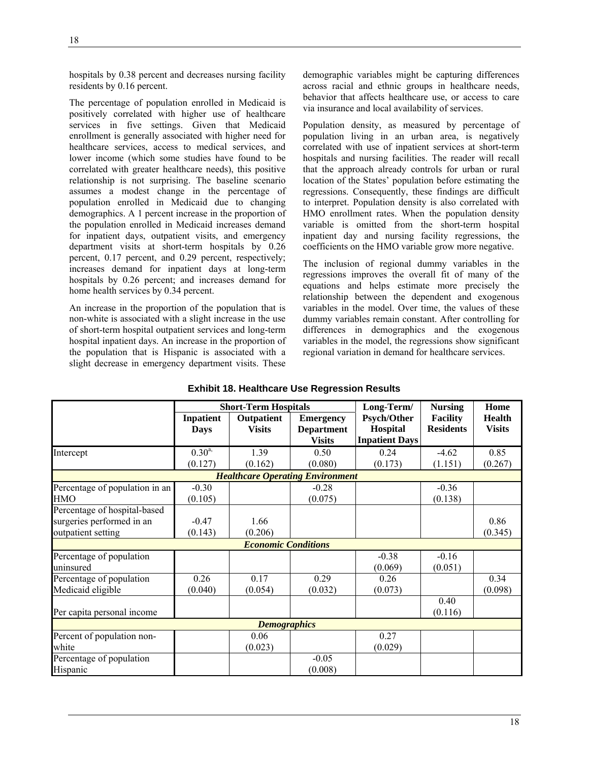hospitals by 0.38 percent and decreases nursing facility residents by 0.16 percent.

The percentage of population enrolled in Medicaid is positively correlated with higher use of healthcare services in five settings. Given that Medicaid enrollment is generally associated with higher need for healthcare services, access to medical services, and lower income (which some studies have found to be correlated with greater healthcare needs), this positive relationship is not surprising. The baseline scenario assumes a modest change in the percentage of population enrolled in Medicaid due to changing demographics. A 1 percent increase in the proportion of the population enrolled in Medicaid increases demand for inpatient days, outpatient visits, and emergency department visits at short-term hospitals by 0.26 percent, 0.17 percent, and 0.29 percent, respectively; increases demand for inpatient days at long-term hospitals by 0.26 percent; and increases demand for home health services by 0.34 percent.

An increase in the proportion of the population that is non-white is associated with a slight increase in the use of short-term hospital outpatient services and long-term hospital inpatient days. An increase in the proportion of the population that is Hispanic is associated with a slight decrease in emergency department visits. These demographic variables might be capturing differences across racial and ethnic groups in healthcare needs, behavior that affects healthcare use, or access to care via insurance and local availability of services.

Population density, as measured by percentage of population living in an urban area, is negatively correlated with use of inpatient services at short-term hospitals and nursing facilities. The reader will recall that the approach already controls for urban or rural location of the States' population before estimating the regressions. Consequently, these findings are difficult to interpret. Population density is also correlated with HMO enrollment rates. When the population density variable is omitted from the short-term hospital inpatient day and nursing facility regressions, the coefficients on the HMO variable grow more negative.

The inclusion of regional dummy variables in the regressions improves the overall fit of many of the equations and helps estimate more precisely the relationship between the dependent and exogenous variables in the model. Over time, the values of these dummy variables remain constant. After controlling for differences in demographics and the exogenous variables in the model, the regressions show significant regional variation in demand for healthcare services.

**Exhibit 18. Healthcare Use Regression Results**

| | Short-Term Hospitals | | | Long-Term/ | Nursing | Home |
|---|---|---|---|---|---|---|
| | Inpatient Days | Outpatient Visits | Emergency Department Visits | Psych/Other Hospital Inpatient Days | Facility Residents | Health Visits |
| Intercept | 0.30[a] (0.127) | 1.39 (0.162) | 0.50 (0.080) | 0.24 (0.173) | -4.62 (1.151) | 0.85 (0.267) |
| ***Healthcare Operating Environment*** | | | | | | |
| Percentage of population in an HMO | -0.30 (0.105) | | -0.28 (0.075) | | -0.36 (0.138) | |
| Percentage of hospital-based surgeries performed in an outpatient setting | -0.47 (0.143) | 1.66 (0.206) | | | | 0.86 (0.345) |
| ***Economic Conditions*** | | | | | | |
| Percentage of population uninsured | | | | -0.38 (0.069) | -0.16 (0.051) | |
| Percentage of population Medicaid eligible | 0.26 (0.040) | 0.17 (0.054) | 0.29 (0.032) | 0.26 (0.073) | | 0.34 (0.098) |
| Per capita personal income | | | | | 0.40 (0.116) | |
| ***Demographics*** | | | | | | |
| Percent of population non-white | | 0.06 (0.023) | | 0.27 (0.029) | | |
| Percentage of population Hispanic | | | -0.05 (0.008) | | | |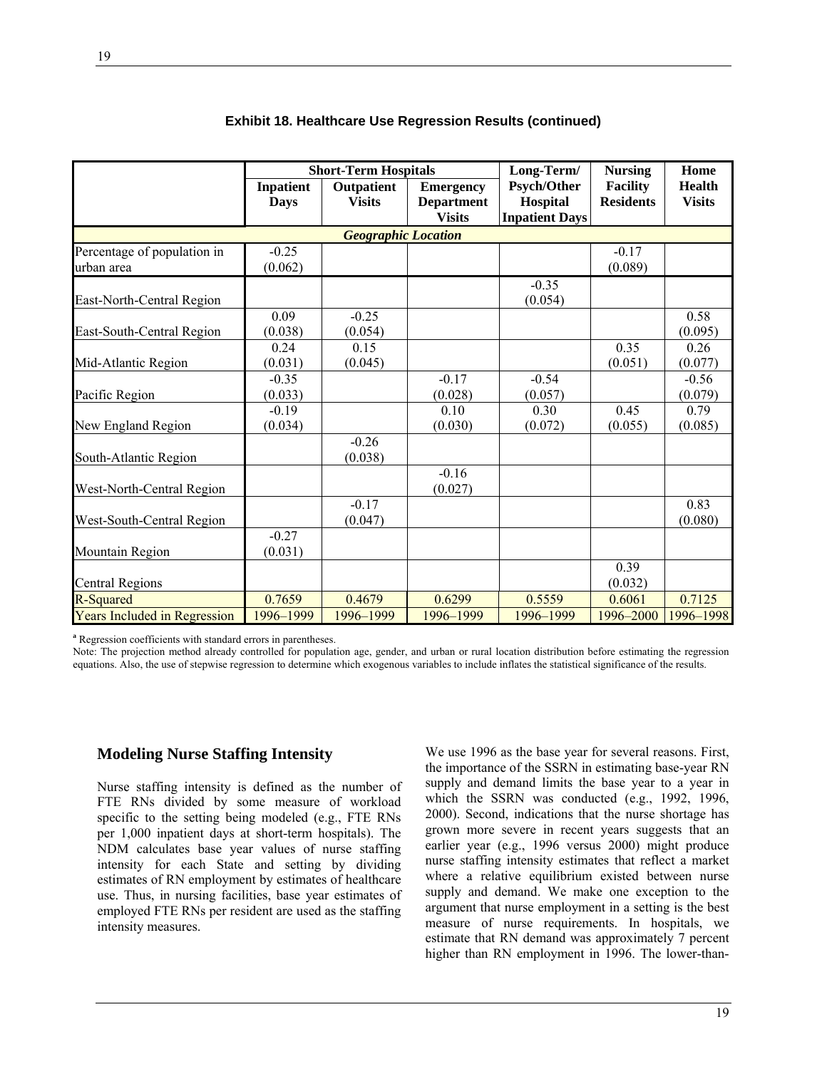**Exhibit 18. Healthcare Use Regression Results (continued)**

| | Short-Term Hospitals | | | Long-Term/ Psych/Other Hospital Inpatient Days | Nursing Facility Residents | Home Health Visits |
|---|---|---|---|---|---|---|
| | Inpatient Days | Outpatient Visits | Emergency Department Visits | | | |
| ***Geographic Location*** | | | | | | |
| Percentage of population in urban area | -0.25 (0.062) | | | | -0.17 (0.089) | |
| East-North-Central Region | | | | -0.35 (0.054) | | |
| East-South-Central Region | 0.09 (0.038) | -0.25 (0.054) | | | | 0.58 (0.095) |
| Mid-Atlantic Region | 0.24 (0.031) | 0.15 (0.045) | | | 0.35 (0.051) | 0.26 (0.077) |
| Pacific Region | -0.35 (0.033) | | -0.17 (0.028) | -0.54 (0.057) | | -0.56 (0.079) |
| New England Region | -0.19 (0.034) | | 0.10 (0.030) | 0.30 (0.072) | 0.45 (0.055) | 0.79 (0.085) |
| South-Atlantic Region | | -0.26 (0.038) | | | | |
| West-North-Central Region | | | -0.16 (0.027) | | | |
| West-South-Central Region | | -0.17 (0.047) | | | | 0.83 (0.080) |
| Mountain Region | -0.27 (0.031) | | | | | |
| Central Regions | | | | | 0.39 (0.032) | |
| R-Squared | 0.7659 | 0.4679 | 0.6299 | 0.5559 | 0.6061 | 0.7125 |
| Years Included in Regression | 1996–1999 | 1996–1999 | 1996–1999 | 1996–1999 | 1996–2000 | 1996–1998 |

[a] Regression coefficients with standard errors in parentheses.

Note: The projection method already controlled for population age, gender, and urban or rural location distribution before estimating the regression equations. Also, the use of stepwise regression to determine which exogenous variables to include inflates the statistical significance of the results.

## Modeling Nurse Staffing Intensity

Nurse staffing intensity is defined as the number of FTE RNs divided by some measure of workload specific to the setting being modeled (e.g., FTE RNs per 1,000 inpatient days at short-term hospitals). The NDM calculates base year values of nurse staffing intensity for each State and setting by dividing estimates of RN employment by estimates of healthcare use. Thus, in nursing facilities, base year estimates of employed FTE RNs per resident are used as the staffing intensity measures.

We use 1996 as the base year for several reasons. First, the importance of the SSRN in estimating base-year RN supply and demand limits the base year to a year in which the SSRN was conducted (e.g., 1992, 1996, 2000). Second, indications that the nurse shortage has grown more severe in recent years suggests that an earlier year (e.g., 1996 versus 2000) might produce nurse staffing intensity estimates that reflect a market where a relative equilibrium existed between nurse supply and demand. We make one exception to the argument that nurse employment in a setting is the best measure of nurse requirements. In hospitals, we estimate that RN demand was approximately 7 percent higher than RN employment in 1996. The lower-than-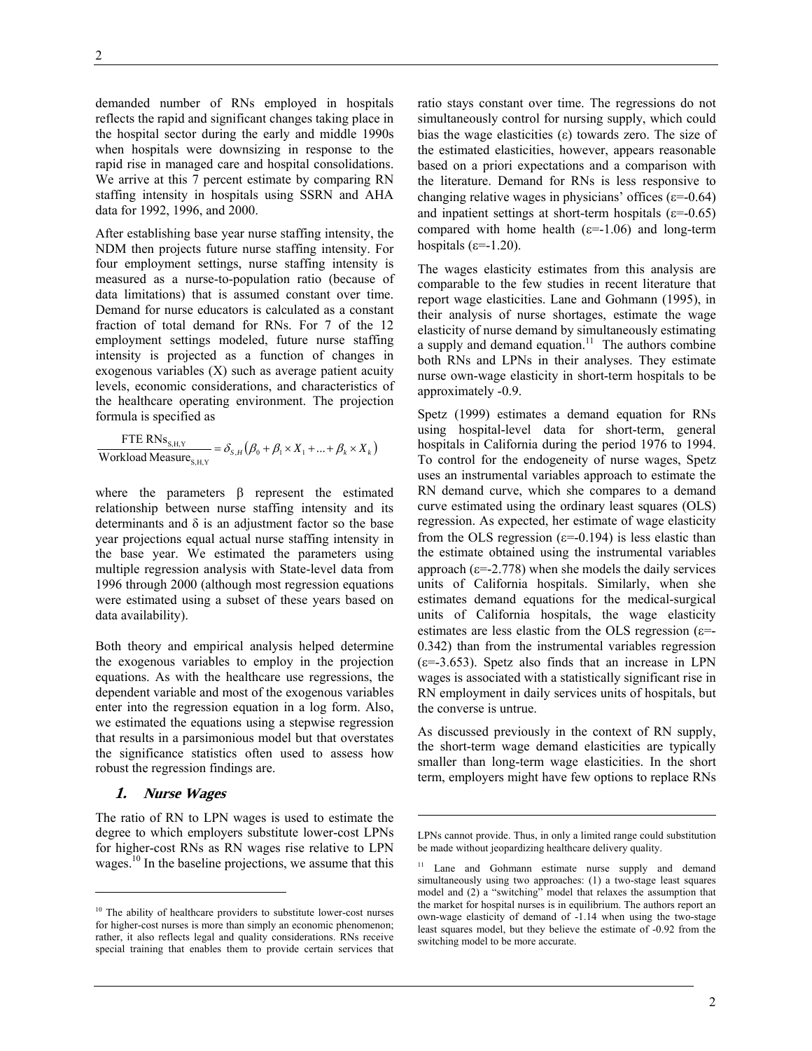demanded number of RNs employed in hospitals reflects the rapid and significant changes taking place in the hospital sector during the early and middle 1990s when hospitals were downsizing in response to the rapid rise in managed care and hospital consolidations. We arrive at this 7 percent estimate by comparing RN staffing intensity in hospitals using SSRN and AHA data for 1992, 1996, and 2000.

After establishing base year nurse staffing intensity, the NDM then projects future nurse staffing intensity. For four employment settings, nurse staffing intensity is measured as a nurse-to-population ratio (because of data limitations) that is assumed constant over time. Demand for nurse educators is calculated as a constant fraction of total demand for RNs. For 7 of the 12 employment settings modeled, future nurse staffing intensity is projected as a function of changes in exogenous variables (X) such as average patient acuity levels, economic considerations, and characteristics of the healthcare operating environment. The projection formula is specified as

$$\frac{\text{FTE RNs}_{S,H,Y}}{\text{Workload Measure}_{S,H,Y}} = \delta_{S,H}\left(\beta_0 + \beta_1 \times X_1 + \ldots + \beta_k \times X_k\right)$$

where the parameters β represent the estimated relationship between nurse staffing intensity and its determinants and δ is an adjustment factor so the base year projections equal actual nurse staffing intensity in the base year. We estimated the parameters using multiple regression analysis with State-level data from 1996 through 2000 (although most regression equations were estimated using a subset of these years based on data availability).

Both theory and empirical analysis helped determine the exogenous variables to employ in the projection equations. As with the healthcare use regressions, the dependent variable and most of the exogenous variables enter into the regression equation in a log form. Also, we estimated the equations using a stepwise regression that results in a parsimonious model but that overstates the significance statistics often used to assess how robust the regression findings are.

### 1. *Nurse Wages*

The ratio of RN to LPN wages is used to estimate the degree to which employers substitute lower-cost LPNs for higher-cost RNs as RN wages rise relative to LPN wages.[10] In the baseline projections, we assume that this ratio stays constant over time. The regressions do not simultaneously control for nursing supply, which could bias the wage elasticities (ε) towards zero. The size of the estimated elasticities, however, appears reasonable based on a priori expectations and a comparison with the literature. Demand for RNs is less responsive to changing relative wages in physicians' offices (ε=-0.64) and inpatient settings at short-term hospitals (ε=-0.65) compared with home health (ε=-1.06) and long-term hospitals (ε=-1.20).

The wages elasticity estimates from this analysis are comparable to the few studies in recent literature that report wage elasticities. Lane and Gohmann (1995), in their analysis of nurse shortages, estimate the wage elasticity of nurse demand by simultaneously estimating a supply and demand equation.[11] The authors combine both RNs and LPNs in their analyses. They estimate nurse own-wage elasticity in short-term hospitals to be approximately -0.9.

Spetz (1999) estimates a demand equation for RNs using hospital-level data for short-term, general hospitals in California during the period 1976 to 1994. To control for the endogeneity of nurse wages, Spetz uses an instrumental variables approach to estimate the RN demand curve, which she compares to a demand curve estimated using the ordinary least squares (OLS) regression. As expected, her estimate of wage elasticity from the OLS regression (ε=-0.194) is less elastic than the estimate obtained using the instrumental variables approach (ε=-2.778) when she models the daily services units of California hospitals. Similarly, when she estimates demand equations for the medical-surgical units of California hospitals, the wage elasticity estimates are less elastic from the OLS regression (ε=-0.342) than from the instrumental variables regression (ε=-3.653). Spetz also finds that an increase in LPN wages is associated with a statistically significant rise in RN employment in daily services units of hospitals, but the converse is untrue.

As discussed previously in the context of RN supply, the short-term wage demand elasticities are typically smaller than long-term wage elasticities. In the short term, employers might have few options to replace RNs

---

[10] The ability of healthcare providers to substitute lower-cost nurses for higher-cost nurses is more than simply an economic phenomenon; rather, it also reflects legal and quality considerations. RNs receive special training that enables them to provide certain services that LPNs cannot provide. Thus, in only a limited range could substitution be made without jeopardizing healthcare delivery quality.

[11] Lane and Gohmann estimate nurse supply and demand simultaneously using two approaches: (1) a two-stage least squares model and (2) a "switching" model that relaxes the assumption that the market for hospital nurses is in equilibrium. The authors report an own-wage elasticity of demand of -1.14 when using the two-stage least squares model, but they believe the estimate of -0.92 from the switching model to be more accurate.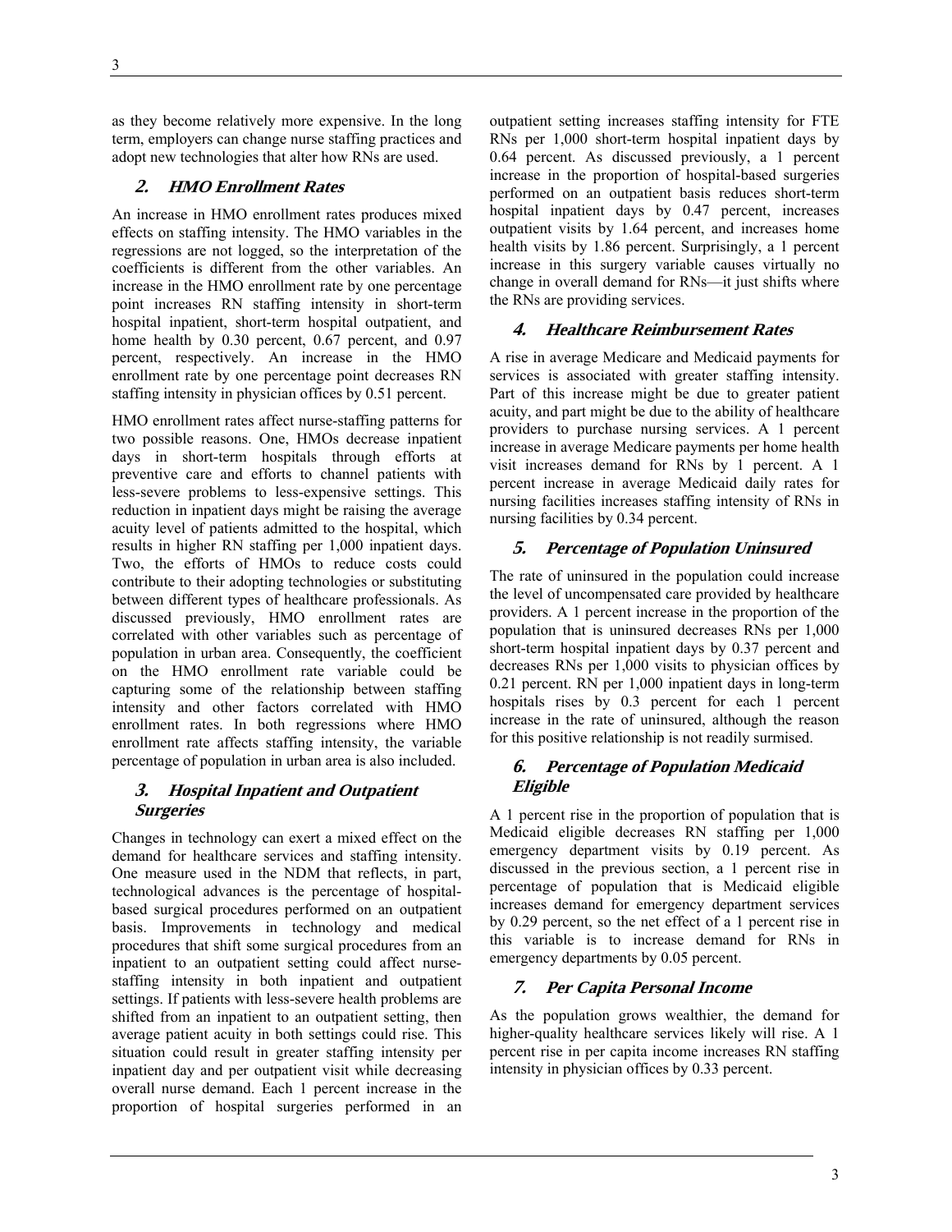as they become relatively more expensive. In the long term, employers can change nurse staffing practices and adopt new technologies that alter how RNs are used.

### 2. HMO Enrollment Rates

An increase in HMO enrollment rates produces mixed effects on staffing intensity. The HMO variables in the regressions are not logged, so the interpretation of the coefficients is different from the other variables. An increase in the HMO enrollment rate by one percentage point increases RN staffing intensity in short-term hospital inpatient, short-term hospital outpatient, and home health by 0.30 percent, 0.67 percent, and 0.97 percent, respectively. An increase in the HMO enrollment rate by one percentage point decreases RN staffing intensity in physician offices by 0.51 percent.

HMO enrollment rates affect nurse-staffing patterns for two possible reasons. One, HMOs decrease inpatient days in short-term hospitals through efforts at preventive care and efforts to channel patients with less-severe problems to less-expensive settings. This reduction in inpatient days might be raising the average acuity level of patients admitted to the hospital, which results in higher RN staffing per 1,000 inpatient days. Two, the efforts of HMOs to reduce costs could contribute to their adopting technologies or substituting between different types of healthcare professionals. As discussed previously, HMO enrollment rates are correlated with other variables such as percentage of population in urban area. Consequently, the coefficient on the HMO enrollment rate variable could be capturing some of the relationship between staffing intensity and other factors correlated with HMO enrollment rates. In both regressions where HMO enrollment rate affects staffing intensity, the variable percentage of population in urban area is also included.

### 3. Hospital Inpatient and Outpatient Surgeries

Changes in technology can exert a mixed effect on the demand for healthcare services and staffing intensity. One measure used in the NDM that reflects, in part, technological advances is the percentage of hospital-based surgical procedures performed on an outpatient basis. Improvements in technology and medical procedures that shift some surgical procedures from an inpatient to an outpatient setting could affect nurse-staffing intensity in both inpatient and outpatient settings. If patients with less-severe health problems are shifted from an inpatient to an outpatient setting, then average patient acuity in both settings could rise. This situation could result in greater staffing intensity per inpatient day and per outpatient visit while decreasing overall nurse demand. Each 1 percent increase in the proportion of hospital surgeries performed in an outpatient setting increases staffing intensity for FTE RNs per 1,000 short-term hospital inpatient days by 0.64 percent. As discussed previously, a 1 percent increase in the proportion of hospital-based surgeries performed on an outpatient basis reduces short-term hospital inpatient days by 0.47 percent, increases outpatient visits by 1.64 percent, and increases home health visits by 1.86 percent. Surprisingly, a 1 percent increase in this surgery variable causes virtually no change in overall demand for RNs—it just shifts where the RNs are providing services.

### 4. Healthcare Reimbursement Rates

A rise in average Medicare and Medicaid payments for services is associated with greater staffing intensity. Part of this increase might be due to greater patient acuity, and part might be due to the ability of healthcare providers to purchase nursing services. A 1 percent increase in average Medicare payments per home health visit increases demand for RNs by 1 percent. A 1 percent increase in average Medicaid daily rates for nursing facilities increases staffing intensity of RNs in nursing facilities by 0.34 percent.

### 5. Percentage of Population Uninsured

The rate of uninsured in the population could increase the level of uncompensated care provided by healthcare providers. A 1 percent increase in the proportion of the population that is uninsured decreases RNs per 1,000 short-term hospital inpatient days by 0.37 percent and decreases RNs per 1,000 visits to physician offices by 0.21 percent. RN per 1,000 inpatient days in long-term hospitals rises by 0.3 percent for each 1 percent increase in the rate of uninsured, although the reason for this positive relationship is not readily surmised.

### 6. Percentage of Population Medicaid Eligible

A 1 percent rise in the proportion of population that is Medicaid eligible decreases RN staffing per 1,000 emergency department visits by 0.19 percent. As discussed in the previous section, a 1 percent rise in percentage of population that is Medicaid eligible increases demand for emergency department services by 0.29 percent, so the net effect of a 1 percent rise in this variable is to increase demand for RNs in emergency departments by 0.05 percent.

### 7. Per Capita Personal Income

As the population grows wealthier, the demand for higher-quality healthcare services likely will rise. A 1 percent rise in per capita income increases RN staffing intensity in physician offices by 0.33 percent.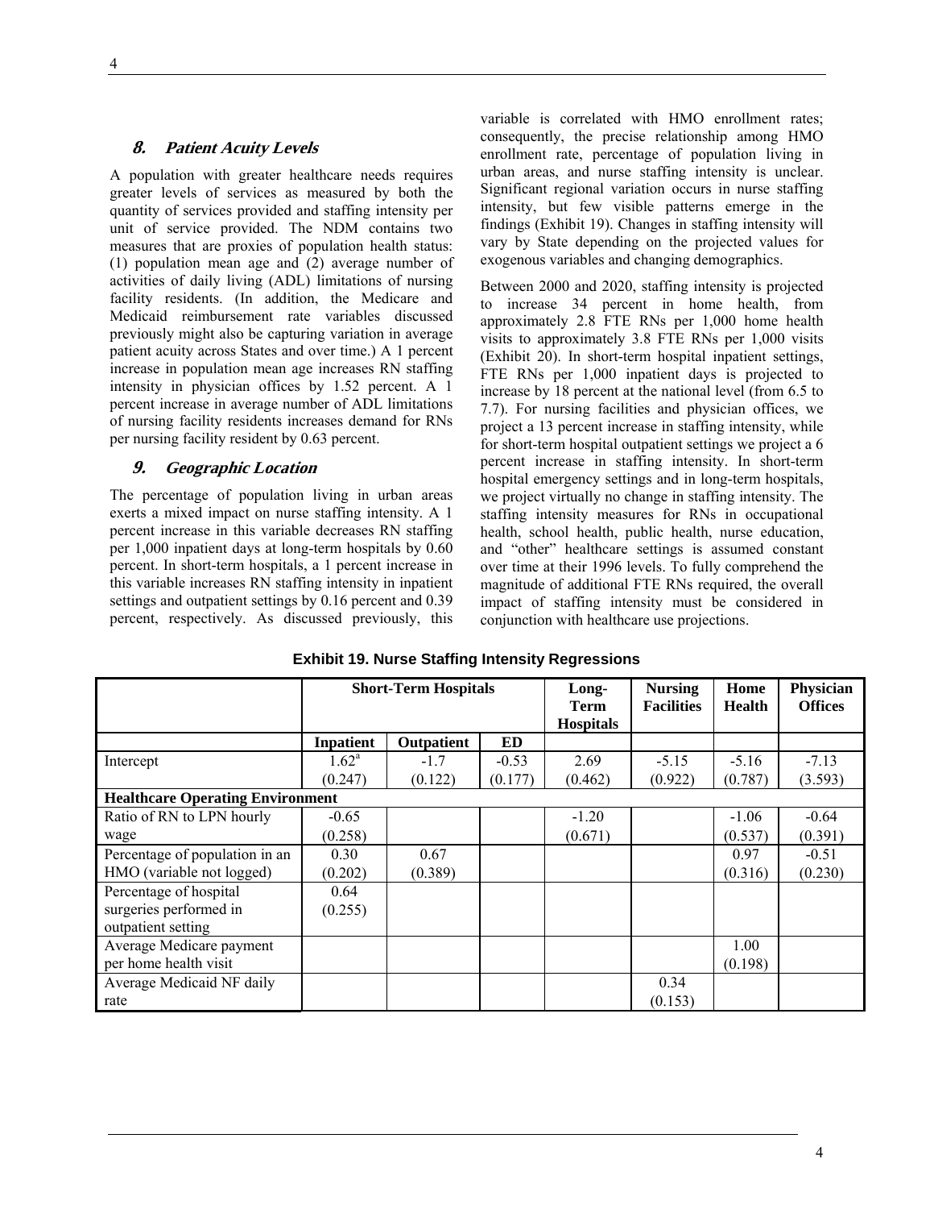### 8. Patient Acuity Levels

A population with greater healthcare needs requires greater levels of services as measured by both the quantity of services provided and staffing intensity per unit of service provided. The NDM contains two measures that are proxies of population health status: (1) population mean age and (2) average number of activities of daily living (ADL) limitations of nursing facility residents. (In addition, the Medicare and Medicaid reimbursement rate variables discussed previously might also be capturing variation in average patient acuity across States and over time.) A 1 percent increase in population mean age increases RN staffing intensity in physician offices by 1.52 percent. A 1 percent increase in average number of ADL limitations of nursing facility residents increases demand for RNs per nursing facility resident by 0.63 percent.

### 9. Geographic Location

The percentage of population living in urban areas exerts a mixed impact on nurse staffing intensity. A 1 percent increase in this variable decreases RN staffing per 1,000 inpatient days at long-term hospitals by 0.60 percent. In short-term hospitals, a 1 percent increase in this variable increases RN staffing intensity in inpatient settings and outpatient settings by 0.16 percent and 0.39 percent, respectively. As discussed previously, this variable is correlated with HMO enrollment rates; consequently, the precise relationship among HMO enrollment rate, percentage of population living in urban areas, and nurse staffing intensity is unclear. Significant regional variation occurs in nurse staffing intensity, but few visible patterns emerge in the findings (Exhibit 19). Changes in staffing intensity will vary by State depending on the projected values for exogenous variables and changing demographics.

Between 2000 and 2020, staffing intensity is projected to increase 34 percent in home health, from approximately 2.8 FTE RNs per 1,000 home health visits to approximately 3.8 FTE RNs per 1,000 visits (Exhibit 20). In short-term hospital inpatient settings, FTE RNs per 1,000 inpatient days is projected to increase by 18 percent at the national level (from 6.5 to 7.7). For nursing facilities and physician offices, we project a 13 percent increase in staffing intensity, while for short-term hospital outpatient settings we project a 6 percent increase in staffing intensity. In short-term hospital emergency settings and in long-term hospitals, we project virtually no change in staffing intensity. The staffing intensity measures for RNs in occupational health, school health, public health, nurse education, and "other" healthcare settings is assumed constant over time at their 1996 levels. To fully comprehend the magnitude of additional FTE RNs required, the overall impact of staffing intensity must be considered in conjunction with healthcare use projections.

**Exhibit 19. Nurse Staffing Intensity Regressions**

| | Short-Term Hospitals | | | Long-Term Hospitals | Nursing Facilities | Home Health | Physician Offices |
|---|---|---|---|---|---|---|---|
| | Inpatient | Outpatient | ED | | | | |
| Intercept | 1.62[a] (0.247) | -1.7 (0.122) | -0.53 (0.177) | 2.69 (0.462) | -5.15 (0.922) | -5.16 (0.787) | -7.13 (3.593) |
| **Healthcare Operating Environment** | | | | | | | |
| Ratio of RN to LPN hourly wage | -0.65 (0.258) | | | -1.20 (0.671) | | -1.06 (0.537) | -0.64 (0.391) |
| Percentage of population in an HMO (variable not logged) | 0.30 (0.202) | 0.67 (0.389) | | | | 0.97 (0.316) | -0.51 (0.230) |
| Percentage of hospital surgeries performed in outpatient setting | 0.64 (0.255) | | | | | | |
| Average Medicare payment per home health visit | | | | | | 1.00 (0.198) | |
| Average Medicaid NF daily rate | | | | | 0.34 (0.153) | | |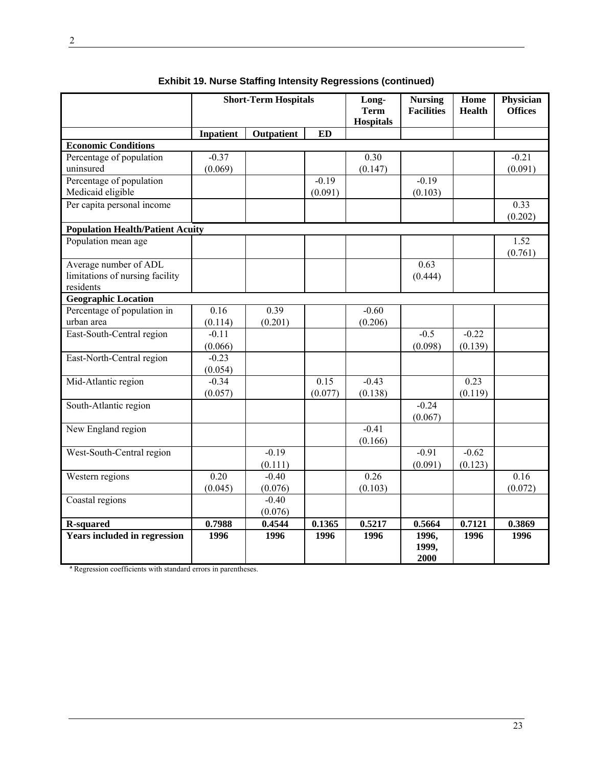## Exhibit 19. Nurse Staffing Intensity Regressions (continued)

| | Short-Term Hospitals | | | Long-Term Hospitals | Nursing Facilities | Home Health | Physician Offices |
|---|---|---|---|---|---|---|---|
| | Inpatient | Outpatient | ED | | | | |
| **Economic Conditions** | | | | | | | |
| Percentage of population uninsured | -0.37 (0.069) | | | 0.30 (0.147) | | | -0.21 (0.091) |
| Percentage of population Medicaid eligible | | | -0.19 (0.091) | | -0.19 (0.103) | | |
| Per capita personal income | | | | | | | 0.33 (0.202) |
| **Population Health/Patient Acuity** | | | | | | | |
| Population mean age | | | | | | | 1.52 (0.761) |
| Average number of ADL limitations of nursing facility residents | | | | | 0.63 (0.444) | | |
| **Geographic Location** | | | | | | | |
| Percentage of population in urban area | 0.16 (0.114) | 0.39 (0.201) | | -0.60 (0.206) | | | |
| East-South-Central region | -0.11 (0.066) | | | | -0.5 (0.098) | -0.22 (0.139) | |
| East-North-Central region | -0.23 (0.054) | | | | | | |
| Mid-Atlantic region | -0.34 (0.057) | | 0.15 (0.077) | -0.43 (0.138) | | 0.23 (0.119) | |
| South-Atlantic region | | | | | -0.24 (0.067) | | |
| New England region | | | | -0.41 (0.166) | | | |
| West-South-Central region | | -0.19 (0.111) | | | -0.91 (0.091) | -0.62 (0.123) | |
| Western regions | 0.20 (0.045) | -0.40 (0.076) | | 0.26 (0.103) | | | 0.16 (0.072) |
| Coastal regions | | -0.40 (0.076) | | | | | |
| **R-squared** | **0.7988** | **0.4544** | **0.1365** | **0.5217** | **0.5664** | **0.7121** | **0.3869** |
| **Years included in regression** | **1996** | **1996** | **1996** | **1996** | **1996, 1999, 2000** | **1996** | **1996** |

[a] Regression coefficients with standard errors in parentheses.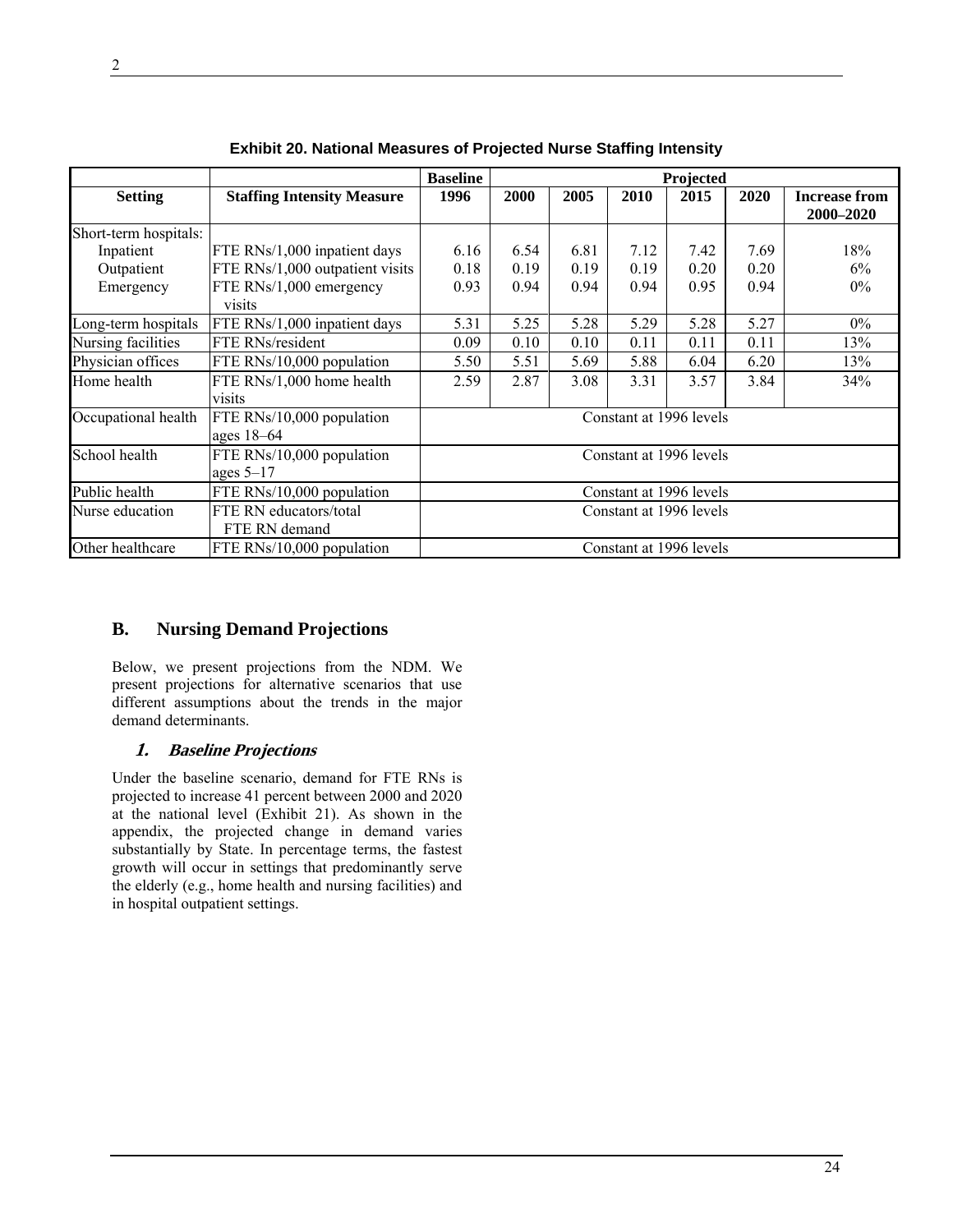**Exhibit 20. National Measures of Projected Nurse Staffing Intensity**

| | | Baseline | Projected | | | | | |
|---|---|---|---|---|---|---|---|---|
| **Setting** | **Staffing Intensity Measure** | **1996** | **2000** | **2005** | **2010** | **2015** | **2020** | **Increase from 2000–2020** |
| Short-term hospitals: | | | | | | | | |
| Inpatient | FTE RNs/1,000 inpatient days | 6.16 | 6.54 | 6.81 | 7.12 | 7.42 | 7.69 | 18% |
| Outpatient | FTE RNs/1,000 outpatient visits | 0.18 | 0.19 | 0.19 | 0.19 | 0.20 | 0.20 | 6% |
| Emergency | FTE RNs/1,000 emergency visits | 0.93 | 0.94 | 0.94 | 0.94 | 0.95 | 0.94 | 0% |
| Long-term hospitals | FTE RNs/1,000 inpatient days | 5.31 | 5.25 | 5.28 | 5.29 | 5.28 | 5.27 | 0% |
| Nursing facilities | FTE RNs/resident | 0.09 | 0.10 | 0.10 | 0.11 | 0.11 | 0.11 | 13% |
| Physician offices | FTE RNs/10,000 population | 5.50 | 5.51 | 5.69 | 5.88 | 6.04 | 6.20 | 13% |
| Home health | FTE RNs/1,000 home health visits | 2.59 | 2.87 | 3.08 | 3.31 | 3.57 | 3.84 | 34% |
| Occupational health | FTE RNs/10,000 population ages 18–64 | Constant at 1996 levels | | | | | | |
| School health | FTE RNs/10,000 population ages 5–17 | Constant at 1996 levels | | | | | | |
| Public health | FTE RNs/10,000 population | Constant at 1996 levels | | | | | | |
| Nurse education | FTE RN educators/total FTE RN demand | Constant at 1996 levels | | | | | | |
| Other healthcare | FTE RNs/10,000 population | Constant at 1996 levels | | | | | | |

## B. Nursing Demand Projections

Below, we present projections from the NDM. We present projections for alternative scenarios that use different assumptions about the trends in the major demand determinants.

### *1. Baseline Projections*

Under the baseline scenario, demand for FTE RNs is projected to increase 41 percent between 2000 and 2020 at the national level (Exhibit 21). As shown in the appendix, the projected change in demand varies substantially by State. In percentage terms, the fastest growth will occur in settings that predominantly serve the elderly (e.g., home health and nursing facilities) and in hospital outpatient settings.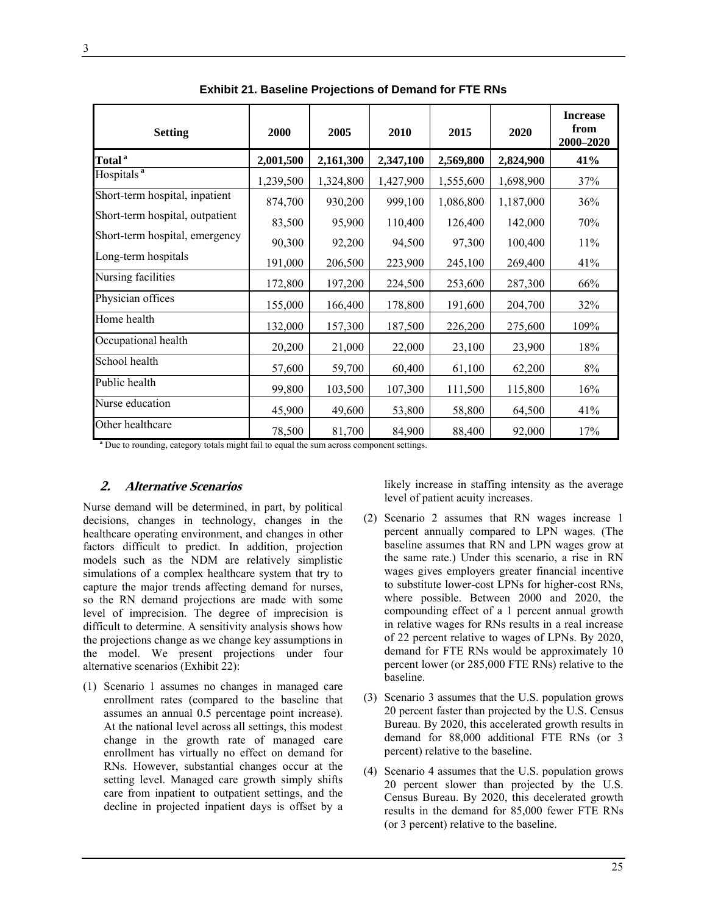**Exhibit 21. Baseline Projections of Demand for FTE RNs**

| Setting | 2000 | 2005 | 2010 | 2015 | 2020 | Increase from 2000–2020 |
|---|---|---|---|---|---|---|
| **Total [a]** | **2,001,500** | **2,161,300** | **2,347,100** | **2,569,800** | **2,824,900** | **41%** |
| Hospitals [a] | 1,239,500 | 1,324,800 | 1,427,900 | 1,555,600 | 1,698,900 | 37% |
| Short-term hospital, inpatient | 874,700 | 930,200 | 999,100 | 1,086,800 | 1,187,000 | 36% |
| Short-term hospital, outpatient | 83,500 | 95,900 | 110,400 | 126,400 | 142,000 | 70% |
| Short-term hospital, emergency | 90,300 | 92,200 | 94,500 | 97,300 | 100,400 | 11% |
| Long-term hospitals | 191,000 | 206,500 | 223,900 | 245,100 | 269,400 | 41% |
| Nursing facilities | 172,800 | 197,200 | 224,500 | 253,600 | 287,300 | 66% |
| Physician offices | 155,000 | 166,400 | 178,800 | 191,600 | 204,700 | 32% |
| Home health | 132,000 | 157,300 | 187,500 | 226,200 | 275,600 | 109% |
| Occupational health | 20,200 | 21,000 | 22,000 | 23,100 | 23,900 | 18% |
| School health | 57,600 | 59,700 | 60,400 | 61,100 | 62,200 | 8% |
| Public health | 99,800 | 103,500 | 107,300 | 111,500 | 115,800 | 16% |
| Nurse education | 45,900 | 49,600 | 53,800 | 58,800 | 64,500 | 41% |
| Other healthcare | 78,500 | 81,700 | 84,900 | 88,400 | 92,000 | 17% |

[a] Due to rounding, category totals might fail to equal the sum across component settings.

## *2. Alternative Scenarios*

Nurse demand will be determined, in part, by political decisions, changes in technology, changes in the healthcare operating environment, and changes in other factors difficult to predict. In addition, projection models such as the NDM are relatively simplistic simulations of a complex healthcare system that try to capture the major trends affecting demand for nurses, so the RN demand projections are made with some level of imprecision. The degree of imprecision is difficult to determine. A sensitivity analysis shows how the projections change as we change key assumptions in the model. We present projections under four alternative scenarios (Exhibit 22):

(1) Scenario 1 assumes no changes in managed care enrollment rates (compared to the baseline that assumes an annual 0.5 percentage point increase). At the national level across all settings, this modest change in the growth rate of managed care enrollment has virtually no effect on demand for RNs. However, substantial changes occur at the setting level. Managed care growth simply shifts care from inpatient to outpatient settings, and the decline in projected inpatient days is offset by a likely increase in staffing intensity as the average level of patient acuity increases.

(2) Scenario 2 assumes that RN wages increase 1 percent annually compared to LPN wages. (The baseline assumes that RN and LPN wages grow at the same rate.) Under this scenario, a rise in RN wages gives employers greater financial incentive to substitute lower-cost LPNs for higher-cost RNs, where possible. Between 2000 and 2020, the compounding effect of a 1 percent annual growth in relative wages for RNs results in a real increase of 22 percent relative to wages of LPNs. By 2020, demand for FTE RNs would be approximately 10 percent lower (or 285,000 FTE RNs) relative to the baseline.

(3) Scenario 3 assumes that the U.S. population grows 20 percent faster than projected by the U.S. Census Bureau. By 2020, this accelerated growth results in demand for 88,000 additional FTE RNs (or 3 percent) relative to the baseline.

(4) Scenario 4 assumes that the U.S. population grows 20 percent slower than projected by the U.S. Census Bureau. By 2020, this decelerated growth results in the demand for 85,000 fewer FTE RNs (or 3 percent) relative to the baseline.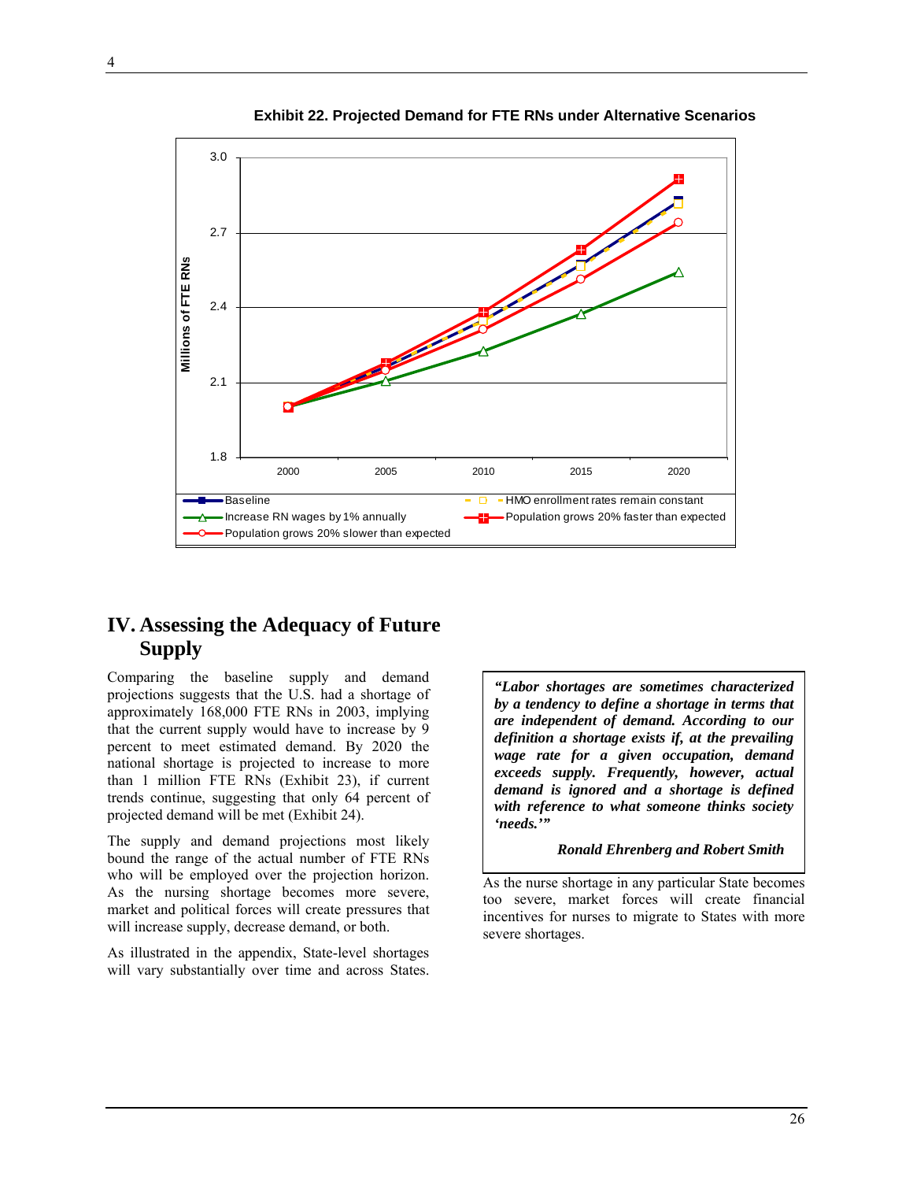**Exhibit 22. Projected Demand for FTE RNs under Alternative Scenarios**

## IV. Assessing the Adequacy of Future Supply

Comparing the baseline supply and demand projections suggests that the U.S. had a shortage of approximately 168,000 FTE RNs in 2003, implying that the current supply would have to increase by 9 percent to meet estimated demand. By 2020 the national shortage is projected to increase to more than 1 million FTE RNs (Exhibit 23), if current trends continue, suggesting that only 64 percent of projected demand will be met (Exhibit 24).

The supply and demand projections most likely bound the range of the actual number of FTE RNs who will be employed over the projection horizon. As the nursing shortage becomes more severe, market and political forces will create pressures that will increase supply, decrease demand, or both.

As illustrated in the appendix, State-level shortages will vary substantially over time and across States.

> ***"Labor shortages are sometimes characterized by a tendency to define a shortage in terms that are independent of demand. According to our definition a shortage exists if, at the prevailing wage rate for a given occupation, demand exceeds supply. Frequently, however, actual demand is ignored and a shortage is defined with reference to what someone thinks society 'needs.'"***
>
> ***Ronald Ehrenberg and Robert Smith***

As the nurse shortage in any particular State becomes too severe, market forces will create financial incentives for nurses to migrate to States with more severe shortages.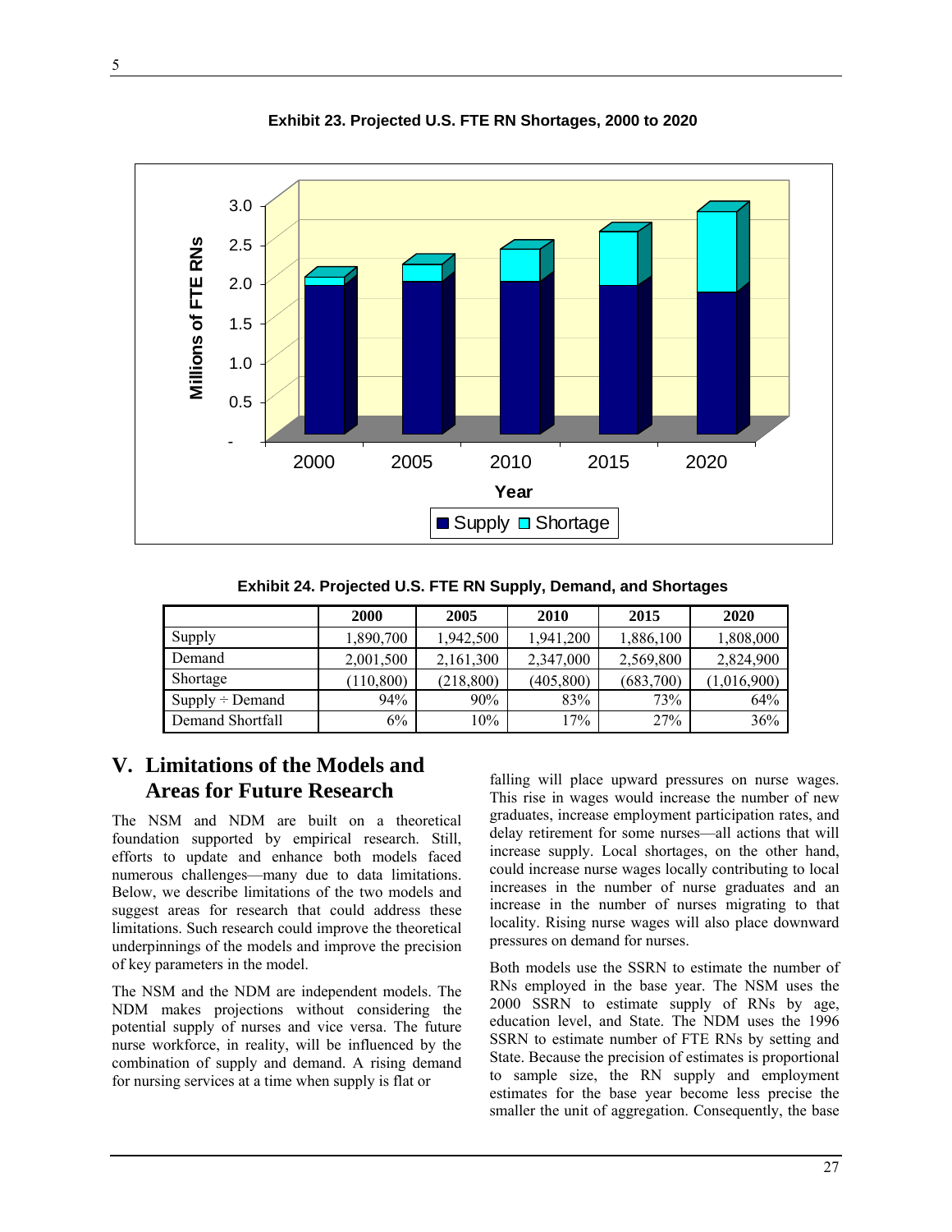**Exhibit 23. Projected U.S. FTE RN Shortages, 2000 to 2020**

**Exhibit 24. Projected U.S. FTE RN Supply, Demand, and Shortages**

| | 2000 | 2005 | 2010 | 2015 | 2020 |
|---|---|---|---|---|---|
| Supply | 1,890,700 | 1,942,500 | 1,941,200 | 1,886,100 | 1,808,000 |
| Demand | 2,001,500 | 2,161,300 | 2,347,000 | 2,569,800 | 2,824,900 |
| Shortage | (110,800) | (218,800) | (405,800) | (683,700) | (1,016,900) |
| Supply ÷ Demand | 94% | 90% | 83% | 73% | 64% |
| Demand Shortfall | 6% | 10% | 17% | 27% | 36% |

## V. Limitations of the Models and Areas for Future Research

The NSM and NDM are built on a theoretical foundation supported by empirical research. Still, efforts to update and enhance both models faced numerous challenges—many due to data limitations. Below, we describe limitations of the two models and suggest areas for research that could address these limitations. Such research could improve the theoretical underpinnings of the models and improve the precision of key parameters in the model.

The NSM and the NDM are independent models. The NDM makes projections without considering the potential supply of nurses and vice versa. The future nurse workforce, in reality, will be influenced by the combination of supply and demand. A rising demand for nursing services at a time when supply is flat or falling will place upward pressures on nurse wages. This rise in wages would increase the number of new graduates, increase employment participation rates, and delay retirement for some nurses—all actions that will increase supply. Local shortages, on the other hand, could increase nurse wages locally contributing to local increases in the number of nurse graduates and an increase in the number of nurses migrating to that locality. Rising nurse wages will also place downward pressures on demand for nurses.

Both models use the SSRN to estimate the number of RNs employed in the base year. The NSM uses the 2000 SSRN to estimate supply of RNs by age, education level, and State. The NDM uses the 1996 SSRN to estimate number of FTE RNs by setting and State. Because the precision of estimates is proportional to sample size, the RN supply and employment estimates for the base year become less precise the smaller the unit of aggregation. Consequently, the base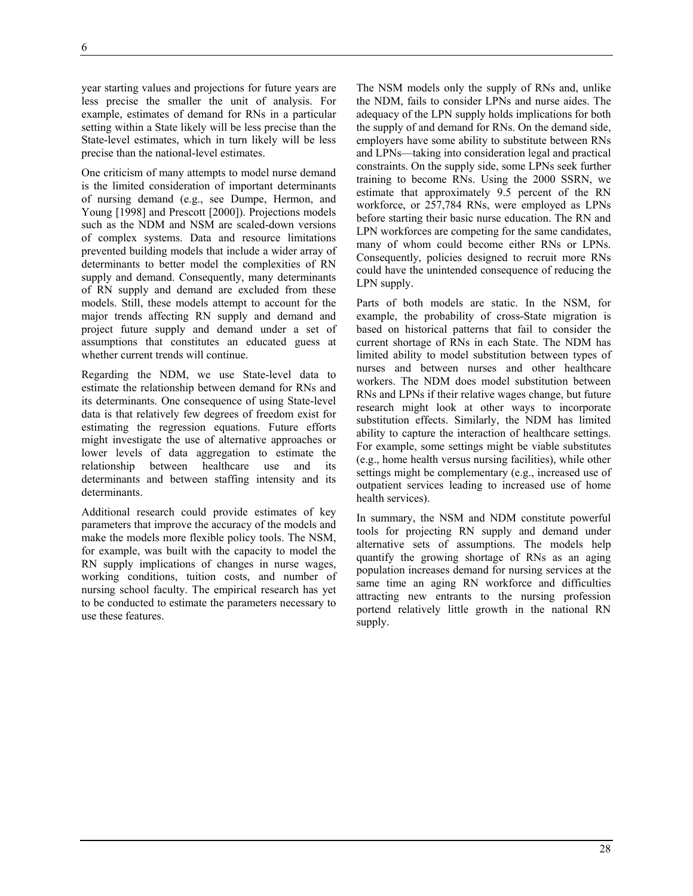year starting values and projections for future years are less precise the smaller the unit of analysis. For example, estimates of demand for RNs in a particular setting within a State likely will be less precise than the State-level estimates, which in turn likely will be less precise than the national-level estimates.

One criticism of many attempts to model nurse demand is the limited consideration of important determinants of nursing demand (e.g., see Dumpe, Hermon, and Young [1998] and Prescott [2000]). Projections models such as the NDM and NSM are scaled-down versions of complex systems. Data and resource limitations prevented building models that include a wider array of determinants to better model the complexities of RN supply and demand. Consequently, many determinants of RN supply and demand are excluded from these models. Still, these models attempt to account for the major trends affecting RN supply and demand and project future supply and demand under a set of assumptions that constitutes an educated guess at whether current trends will continue.

Regarding the NDM, we use State-level data to estimate the relationship between demand for RNs and its determinants. One consequence of using State-level data is that relatively few degrees of freedom exist for estimating the regression equations. Future efforts might investigate the use of alternative approaches or lower levels of data aggregation to estimate the relationship between healthcare use and its determinants and between staffing intensity and its determinants.

Additional research could provide estimates of key parameters that improve the accuracy of the models and make the models more flexible policy tools. The NSM, for example, was built with the capacity to model the RN supply implications of changes in nurse wages, working conditions, tuition costs, and number of nursing school faculty. The empirical research has yet to be conducted to estimate the parameters necessary to use these features.

The NSM models only the supply of RNs and, unlike the NDM, fails to consider LPNs and nurse aides. The adequacy of the LPN supply holds implications for both the supply of and demand for RNs. On the demand side, employers have some ability to substitute between RNs and LPNs—taking into consideration legal and practical constraints. On the supply side, some LPNs seek further training to become RNs. Using the 2000 SSRN, we estimate that approximately 9.5 percent of the RN workforce, or 257,784 RNs, were employed as LPNs before starting their basic nurse education. The RN and LPN workforces are competing for the same candidates, many of whom could become either RNs or LPNs. Consequently, policies designed to recruit more RNs could have the unintended consequence of reducing the LPN supply.

Parts of both models are static. In the NSM, for example, the probability of cross-State migration is based on historical patterns that fail to consider the current shortage of RNs in each State. The NDM has limited ability to model substitution between types of nurses and between nurses and other healthcare workers. The NDM does model substitution between RNs and LPNs if their relative wages change, but future research might look at other ways to incorporate substitution effects. Similarly, the NDM has limited ability to capture the interaction of healthcare settings. For example, some settings might be viable substitutes (e.g., home health versus nursing facilities), while other settings might be complementary (e.g., increased use of outpatient services leading to increased use of home health services).

In summary, the NSM and NDM constitute powerful tools for projecting RN supply and demand under alternative sets of assumptions. The models help quantify the growing shortage of RNs as an aging population increases demand for nursing services at the same time an aging RN workforce and difficulties attracting new entrants to the nursing profession portend relatively little growth in the national RN supply.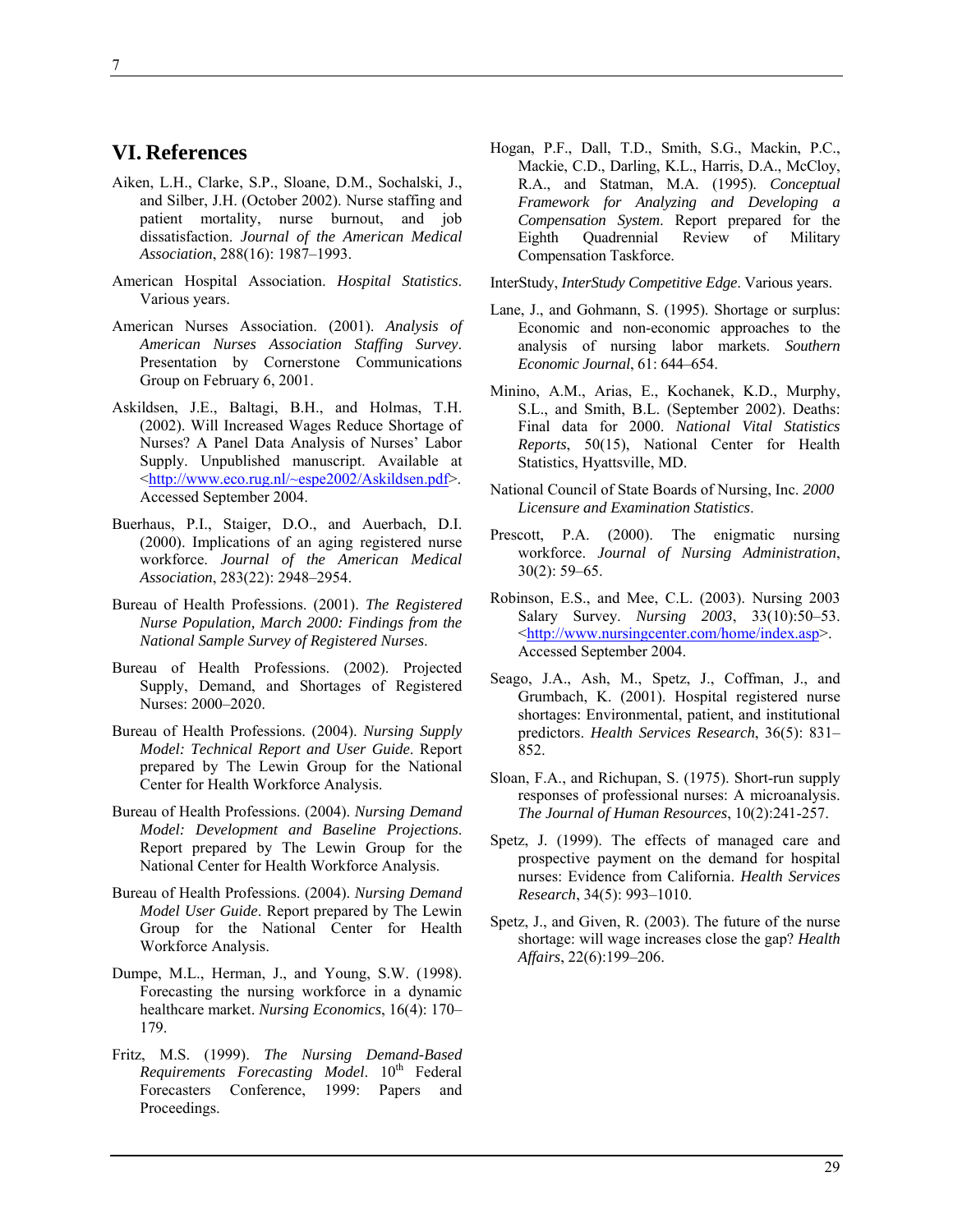## VI. References

Aiken, L.H., Clarke, S.P., Sloane, D.M., Sochalski, J., and Silber, J.H. (October 2002). Nurse staffing and patient mortality, nurse burnout, and job dissatisfaction. *Journal of the American Medical Association*, 288(16): 1987–1993.

American Hospital Association. *Hospital Statistics*. Various years.

American Nurses Association. (2001). *Analysis of American Nurses Association Staffing Survey*. Presentation by Cornerstone Communications Group on February 6, 2001.

Askildsen, J.E., Baltagi, B.H., and Holmas, T.H. (2002). Will Increased Wages Reduce Shortage of Nurses? A Panel Data Analysis of Nurses' Labor Supply. Unpublished manuscript. Available at <http://www.eco.rug.nl/~espe2002/Askildsen.pdf>. Accessed September 2004.

Buerhaus, P.I., Staiger, D.O., and Auerbach, D.I. (2000). Implications of an aging registered nurse workforce. *Journal of the American Medical Association*, 283(22): 2948–2954.

Bureau of Health Professions. (2001). *The Registered Nurse Population, March 2000: Findings from the National Sample Survey of Registered Nurses*.

Bureau of Health Professions. (2002). Projected Supply, Demand, and Shortages of Registered Nurses: 2000–2020.

Bureau of Health Professions. (2004). *Nursing Supply Model: Technical Report and User Guide*. Report prepared by The Lewin Group for the National Center for Health Workforce Analysis.

Bureau of Health Professions. (2004). *Nursing Demand Model: Development and Baseline Projections*. Report prepared by The Lewin Group for the National Center for Health Workforce Analysis.

Bureau of Health Professions. (2004). *Nursing Demand Model User Guide*. Report prepared by The Lewin Group for the National Center for Health Workforce Analysis.

Dumpe, M.L., Herman, J., and Young, S.W. (1998). Forecasting the nursing workforce in a dynamic healthcare market. *Nursing Economics*, 16(4): 170–179.

Fritz, M.S. (1999). *The Nursing Demand-Based Requirements Forecasting Model*. 10th Federal Forecasters Conference, 1999: Papers and Proceedings.

Hogan, P.F., Dall, T.D., Smith, S.G., Mackin, P.C., Mackie, C.D., Darling, K.L., Harris, D.A., McCloy, R.A., and Statman, M.A. (1995). *Conceptual Framework for Analyzing and Developing a Compensation System*. Report prepared for the Eighth Quadrennial Review of Military Compensation Taskforce.

InterStudy, *InterStudy Competitive Edge*. Various years.

Lane, J., and Gohmann, S. (1995). Shortage or surplus: Economic and non-economic approaches to the analysis of nursing labor markets. *Southern Economic Journal*, 61: 644–654.

Minino, A.M., Arias, E., Kochanek, K.D., Murphy, S.L., and Smith, B.L. (September 2002). Deaths: Final data for 2000. *National Vital Statistics Reports*, 50(15), National Center for Health Statistics, Hyattsville, MD.

National Council of State Boards of Nursing, Inc. *2000 Licensure and Examination Statistics*.

Prescott, P.A. (2000). The enigmatic nursing workforce. *Journal of Nursing Administration*, 30(2): 59–65.

Robinson, E.S., and Mee, C.L. (2003). Nursing 2003 Salary Survey. *Nursing 2003*, 33(10):50–53. <http://www.nursingcenter.com/home/index.asp>. Accessed September 2004.

Seago, J.A., Ash, M., Spetz, J., Coffman, J., and Grumbach, K. (2001). Hospital registered nurse shortages: Environmental, patient, and institutional predictors. *Health Services Research*, 36(5): 831–852.

Sloan, F.A., and Richupan, S. (1975). Short-run supply responses of professional nurses: A microanalysis. *The Journal of Human Resources*, 10(2):241-257.

Spetz, J. (1999). The effects of managed care and prospective payment on the demand for hospital nurses: Evidence from California. *Health Services Research*, 34(5): 993–1010.

Spetz, J., and Given, R. (2003). The future of the nurse shortage: will wage increases close the gap? *Health Affairs*, 22(6):199–206.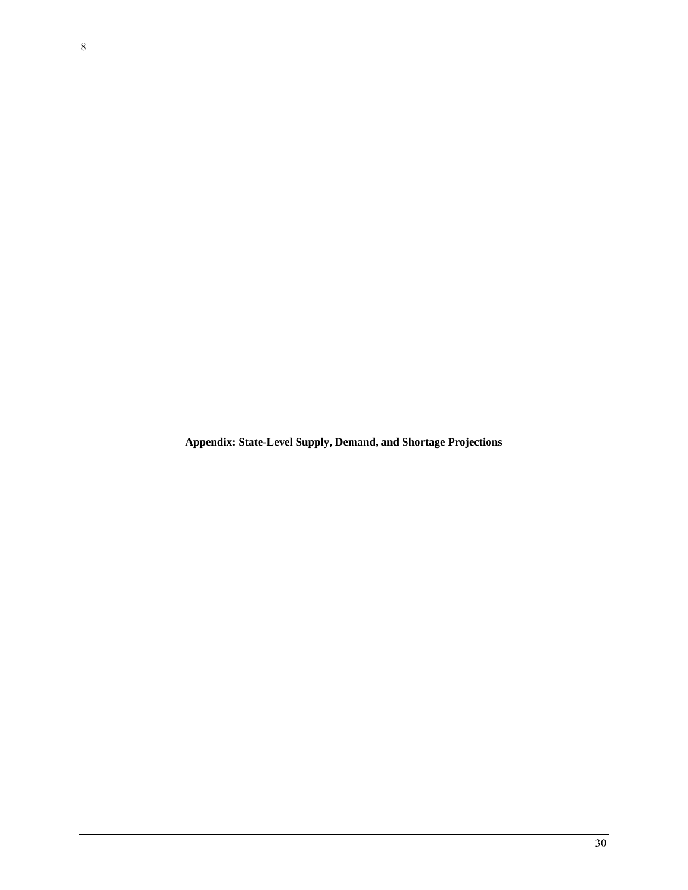**Appendix: State-Level Supply, Demand, and Shortage Projections**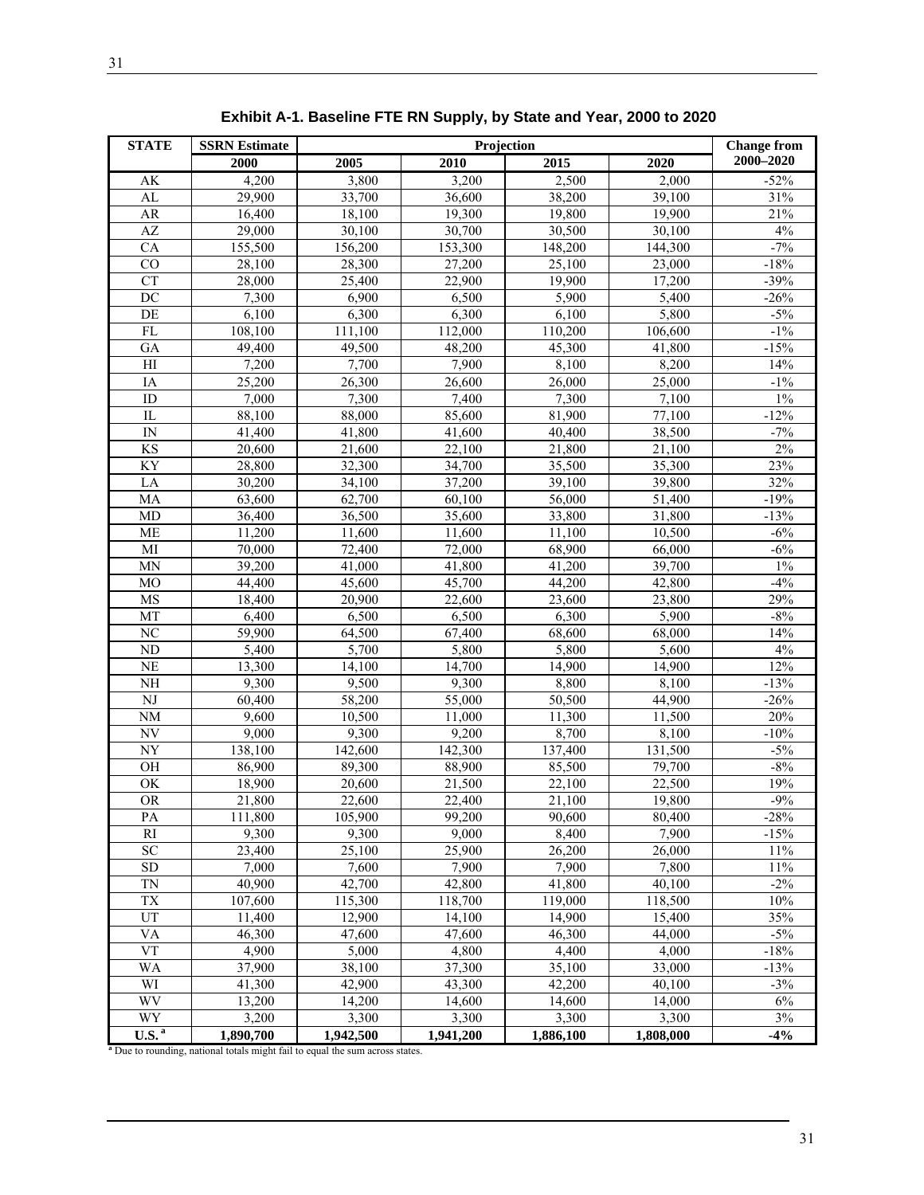**Exhibit A-1. Baseline FTE RN Supply, by State and Year, 2000 to 2020**

| STATE | SSRN Estimate | Projection | | | | Change from 2000–2020 |
|---|---|---|---|---|---|---|
| | 2000 | 2005 | 2010 | 2015 | 2020 | |
| AK | 4,200 | 3,800 | 3,200 | 2,500 | 2,000 | -52% |
| AL | 29,900 | 33,700 | 36,600 | 38,200 | 39,100 | 31% |
| AR | 16,400 | 18,100 | 19,300 | 19,800 | 19,900 | 21% |
| AZ | 29,000 | 30,100 | 30,700 | 30,500 | 30,100 | 4% |
| CA | 155,500 | 156,200 | 153,300 | 148,200 | 144,300 | -7% |
| CO | 28,100 | 28,300 | 27,200 | 25,100 | 23,000 | -18% |
| CT | 28,000 | 25,400 | 22,900 | 19,900 | 17,200 | -39% |
| DC | 7,300 | 6,900 | 6,500 | 5,900 | 5,400 | -26% |
| DE | 6,100 | 6,300 | 6,300 | 6,100 | 5,800 | -5% |
| FL | 108,100 | 111,100 | 112,000 | 110,200 | 106,600 | -1% |
| GA | 49,400 | 49,500 | 48,200 | 45,300 | 41,800 | -15% |
| HI | 7,200 | 7,700 | 7,900 | 8,100 | 8,200 | 14% |
| IA | 25,200 | 26,300 | 26,600 | 26,000 | 25,000 | -1% |
| ID | 7,000 | 7,300 | 7,400 | 7,300 | 7,100 | 1% |
| IL | 88,100 | 88,000 | 85,600 | 81,900 | 77,100 | -12% |
| IN | 41,400 | 41,800 | 41,600 | 40,400 | 38,500 | -7% |
| KS | 20,600 | 21,600 | 22,100 | 21,800 | 21,100 | 2% |
| KY | 28,800 | 32,300 | 34,700 | 35,500 | 35,300 | 23% |
| LA | 30,200 | 34,100 | 37,200 | 39,100 | 39,800 | 32% |
| MA | 63,600 | 62,700 | 60,100 | 56,000 | 51,400 | -19% |
| MD | 36,400 | 36,500 | 35,600 | 33,800 | 31,800 | -13% |
| ME | 11,200 | 11,600 | 11,600 | 11,100 | 10,500 | -6% |
| MI | 70,000 | 72,400 | 72,000 | 68,900 | 66,000 | -6% |
| MN | 39,200 | 41,000 | 41,800 | 41,200 | 39,700 | 1% |
| MO | 44,400 | 45,600 | 45,700 | 44,200 | 42,800 | -4% |
| MS | 18,400 | 20,900 | 22,600 | 23,600 | 23,800 | 29% |
| MT | 6,400 | 6,500 | 6,500 | 6,300 | 5,900 | -8% |
| NC | 59,900 | 64,500 | 67,400 | 68,600 | 68,000 | 14% |
| ND | 5,400 | 5,700 | 5,800 | 5,800 | 5,600 | 4% |
| NE | 13,300 | 14,100 | 14,700 | 14,900 | 14,900 | 12% |
| NH | 9,300 | 9,500 | 9,300 | 8,800 | 8,100 | -13% |
| NJ | 60,400 | 58,200 | 55,000 | 50,500 | 44,900 | -26% |
| NM | 9,600 | 10,500 | 11,000 | 11,300 | 11,500 | 20% |
| NV | 9,000 | 9,300 | 9,200 | 8,700 | 8,100 | -10% |
| NY | 138,100 | 142,600 | 142,300 | 137,400 | 131,500 | -5% |
| OH | 86,900 | 89,300 | 88,900 | 85,500 | 79,700 | -8% |
| OK | 18,900 | 20,600 | 21,500 | 22,100 | 22,500 | 19% |
| OR | 21,800 | 22,600 | 22,400 | 21,100 | 19,800 | -9% |
| PA | 111,800 | 105,900 | 99,200 | 90,600 | 80,400 | -28% |
| RI | 9,300 | 9,300 | 9,000 | 8,400 | 7,900 | -15% |
| SC | 23,400 | 25,100 | 25,900 | 26,200 | 26,000 | 11% |
| SD | 7,000 | 7,600 | 7,900 | 7,900 | 7,800 | 11% |
| TN | 40,900 | 42,700 | 42,800 | 41,800 | 40,100 | -2% |
| TX | 107,600 | 115,300 | 118,700 | 119,000 | 118,500 | 10% |
| UT | 11,400 | 12,900 | 14,100 | 14,900 | 15,400 | 35% |
| VA | 46,300 | 47,600 | 47,600 | 46,300 | 44,000 | -5% |
| VT | 4,900 | 5,000 | 4,800 | 4,400 | 4,000 | -18% |
| WA | 37,900 | 38,100 | 37,300 | 35,100 | 33,000 | -13% |
| WI | 41,300 | 42,900 | 43,300 | 42,200 | 40,100 | -3% |
| WV | 13,200 | 14,200 | 14,600 | 14,600 | 14,000 | 6% |
| WY | 3,200 | 3,300 | 3,300 | 3,300 | 3,300 | 3% |
| **U.S.** [a] | **1,890,700** | **1,942,500** | **1,941,200** | **1,886,100** | **1,808,000** | **-4%** |

[a] Due to rounding, national totals might fail to equal the sum across states.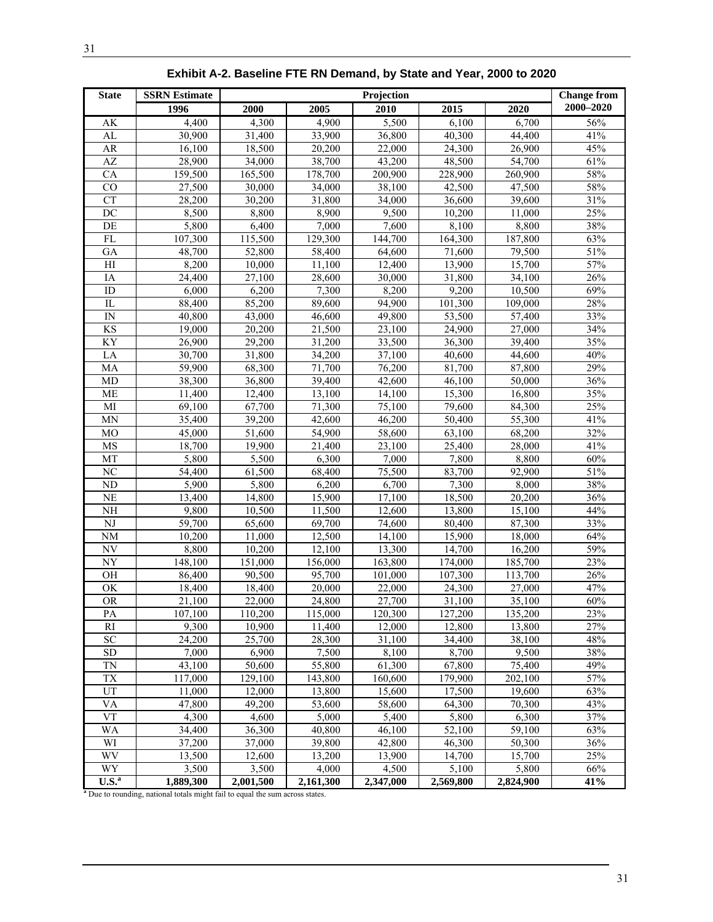**Exhibit A-2. Baseline FTE RN Demand, by State and Year, 2000 to 2020**

| State | SSRN Estimate | Projection | | | | | Change from |
|---|---|---|---|---|---|---|---|
| | 1996 | 2000 | 2005 | 2010 | 2015 | 2020 | 2000–2020 |
| AK | 4,400 | 4,300 | 4,900 | 5,500 | 6,100 | 6,700 | 56% |
| AL | 30,900 | 31,400 | 33,900 | 36,800 | 40,300 | 44,400 | 41% |
| AR | 16,100 | 18,500 | 20,200 | 22,000 | 24,300 | 26,900 | 45% |
| AZ | 28,900 | 34,000 | 38,700 | 43,200 | 48,500 | 54,700 | 61% |
| CA | 159,500 | 165,500 | 178,700 | 200,900 | 228,900 | 260,900 | 58% |
| CO | 27,500 | 30,000 | 34,000 | 38,100 | 42,500 | 47,500 | 58% |
| CT | 28,200 | 30,200 | 31,800 | 34,000 | 36,600 | 39,600 | 31% |
| DC | 8,500 | 8,800 | 8,900 | 9,500 | 10,200 | 11,000 | 25% |
| DE | 5,800 | 6,400 | 7,000 | 7,600 | 8,100 | 8,800 | 38% |
| FL | 107,300 | 115,500 | 129,300 | 144,700 | 164,300 | 187,800 | 63% |
| GA | 48,700 | 52,800 | 58,400 | 64,600 | 71,600 | 79,500 | 51% |
| HI | 8,200 | 10,000 | 11,100 | 12,400 | 13,900 | 15,700 | 57% |
| IA | 24,400 | 27,100 | 28,600 | 30,000 | 31,800 | 34,100 | 26% |
| ID | 6,000 | 6,200 | 7,300 | 8,200 | 9,200 | 10,500 | 69% |
| IL | 88,400 | 85,200 | 89,600 | 94,900 | 101,300 | 109,000 | 28% |
| IN | 40,800 | 43,000 | 46,600 | 49,800 | 53,500 | 57,400 | 33% |
| KS | 19,000 | 20,200 | 21,500 | 23,100 | 24,900 | 27,000 | 34% |
| KY | 26,900 | 29,200 | 31,200 | 33,500 | 36,300 | 39,400 | 35% |
| LA | 30,700 | 31,800 | 34,200 | 37,100 | 40,600 | 44,600 | 40% |
| MA | 59,900 | 68,300 | 71,700 | 76,200 | 81,700 | 87,800 | 29% |
| MD | 38,300 | 36,800 | 39,400 | 42,600 | 46,100 | 50,000 | 36% |
| ME | 11,400 | 12,400 | 13,100 | 14,100 | 15,300 | 16,800 | 35% |
| MI | 69,100 | 67,700 | 71,300 | 75,100 | 79,600 | 84,300 | 25% |
| MN | 35,400 | 39,200 | 42,600 | 46,200 | 50,400 | 55,300 | 41% |
| MO | 45,000 | 51,600 | 54,900 | 58,600 | 63,100 | 68,200 | 32% |
| MS | 18,700 | 19,900 | 21,400 | 23,100 | 25,400 | 28,000 | 41% |
| MT | 5,800 | 5,500 | 6,300 | 7,000 | 7,800 | 8,800 | 60% |
| NC | 54,400 | 61,500 | 68,400 | 75,500 | 83,700 | 92,900 | 51% |
| ND | 5,900 | 5,800 | 6,200 | 6,700 | 7,300 | 8,000 | 38% |
| NE | 13,400 | 14,800 | 15,900 | 17,100 | 18,500 | 20,200 | 36% |
| NH | 9,800 | 10,500 | 11,500 | 12,600 | 13,800 | 15,100 | 44% |
| NJ | 59,700 | 65,600 | 69,700 | 74,600 | 80,400 | 87,300 | 33% |
| NM | 10,200 | 11,000 | 12,500 | 14,100 | 15,900 | 18,000 | 64% |
| NV | 8,800 | 10,200 | 12,100 | 13,300 | 14,700 | 16,200 | 59% |
| NY | 148,100 | 151,000 | 156,000 | 163,800 | 174,000 | 185,700 | 23% |
| OH | 86,400 | 90,500 | 95,700 | 101,000 | 107,300 | 113,700 | 26% |
| OK | 18,400 | 18,400 | 20,000 | 22,000 | 24,300 | 27,000 | 47% |
| OR | 21,100 | 22,000 | 24,800 | 27,700 | 31,100 | 35,100 | 60% |
| PA | 107,100 | 110,200 | 115,000 | 120,300 | 127,200 | 135,200 | 23% |
| RI | 9,300 | 10,900 | 11,400 | 12,000 | 12,800 | 13,800 | 27% |
| SC | 24,200 | 25,700 | 28,300 | 31,100 | 34,400 | 38,100 | 48% |
| SD | 7,000 | 6,900 | 7,500 | 8,100 | 8,700 | 9,500 | 38% |
| TN | 43,100 | 50,600 | 55,800 | 61,300 | 67,800 | 75,400 | 49% |
| TX | 117,000 | 129,100 | 143,800 | 160,600 | 179,900 | 202,100 | 57% |
| UT | 11,000 | 12,000 | 13,800 | 15,600 | 17,500 | 19,600 | 63% |
| VA | 47,800 | 49,200 | 53,600 | 58,600 | 64,300 | 70,300 | 43% |
| VT | 4,300 | 4,600 | 5,000 | 5,400 | 5,800 | 6,300 | 37% |
| WA | 34,400 | 36,300 | 40,800 | 46,100 | 52,100 | 59,100 | 63% |
| WI | 37,200 | 37,000 | 39,800 | 42,800 | 46,300 | 50,300 | 36% |
| WV | 13,500 | 12,600 | 13,200 | 13,900 | 14,700 | 15,700 | 25% |
| WY | 3,500 | 3,500 | 4,000 | 4,500 | 5,100 | 5,800 | 66% |
| **U.S.[a]** | **1,889,300** | **2,001,500** | **2,161,300** | **2,347,000** | **2,569,800** | **2,824,900** | **41%** |

[a] Due to rounding, national totals might fail to equal the sum across states.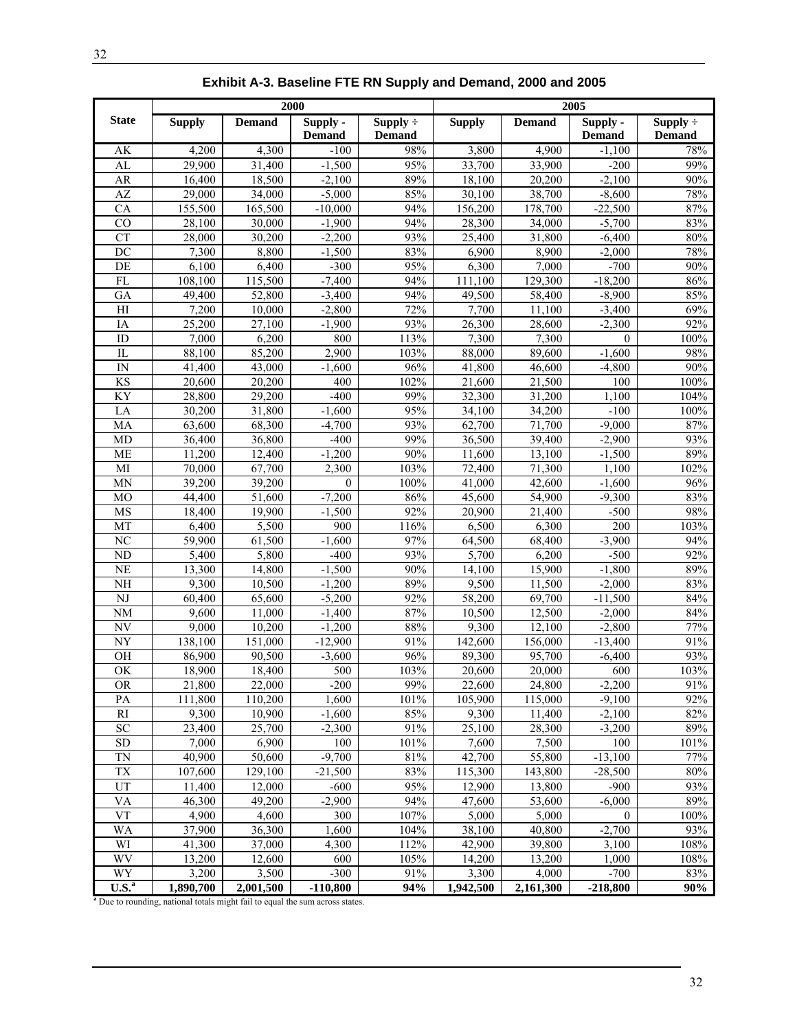**Exhibit A-3. Baseline FTE RN Supply and Demand, 2000 and 2005**

| State | 2000 | | | | 2005 | | | |
|---|---|---|---|---|---|---|---|---|
| | Supply | Demand | Supply - Demand | Supply ÷ Demand | Supply | Demand | Supply - Demand | Supply ÷ Demand |
| AK | 4,200 | 4,300 | -100 | 98% | 3,800 | 4,900 | -1,100 | 78% |
| AL | 29,900 | 31,400 | -1,500 | 95% | 33,700 | 33,900 | -200 | 99% |
| AR | 16,400 | 18,500 | -2,100 | 89% | 18,100 | 20,200 | -2,100 | 90% |
| AZ | 29,000 | 34,000 | -5,000 | 85% | 30,100 | 38,700 | -8,600 | 78% |
| CA | 155,500 | 165,500 | -10,000 | 94% | 156,200 | 178,700 | -22,500 | 87% |
| CO | 28,100 | 30,000 | -1,900 | 94% | 28,300 | 34,000 | -5,700 | 83% |
| CT | 28,000 | 30,200 | -2,200 | 93% | 25,400 | 31,800 | -6,400 | 80% |
| DC | 7,300 | 8,800 | -1,500 | 83% | 6,900 | 8,900 | -2,000 | 78% |
| DE | 6,100 | 6,400 | -300 | 95% | 6,300 | 7,000 | -700 | 90% |
| FL | 108,100 | 115,500 | -7,400 | 94% | 111,100 | 129,300 | -18,200 | 86% |
| GA | 49,400 | 52,800 | -3,400 | 94% | 49,500 | 58,400 | -8,900 | 85% |
| HI | 7,200 | 10,000 | -2,800 | 72% | 7,700 | 11,100 | -3,400 | 69% |
| IA | 25,200 | 27,100 | -1,900 | 93% | 26,300 | 28,600 | -2,300 | 92% |
| ID | 7,000 | 6,200 | 800 | 113% | 7,300 | 7,300 | 0 | 100% |
| IL | 88,100 | 85,200 | 2,900 | 103% | 88,000 | 89,600 | -1,600 | 98% |
| IN | 41,400 | 43,000 | -1,600 | 96% | 41,800 | 46,600 | -4,800 | 90% |
| KS | 20,600 | 20,200 | 400 | 102% | 21,600 | 21,500 | 100 | 100% |
| KY | 28,800 | 29,200 | -400 | 99% | 32,300 | 31,200 | 1,100 | 104% |
| LA | 30,200 | 31,800 | -1,600 | 95% | 34,100 | 34,200 | -100 | 100% |
| MA | 63,600 | 68,300 | -4,700 | 93% | 62,700 | 71,700 | -9,000 | 87% |
| MD | 36,400 | 36,800 | -400 | 99% | 36,500 | 39,400 | -2,900 | 93% |
| ME | 11,200 | 12,400 | -1,200 | 90% | 11,600 | 13,100 | -1,500 | 89% |
| MI | 70,000 | 67,700 | 2,300 | 103% | 72,400 | 71,300 | 1,100 | 102% |
| MN | 39,200 | 39,200 | 0 | 100% | 41,000 | 42,600 | -1,600 | 96% |
| MO | 44,400 | 51,600 | -7,200 | 86% | 45,600 | 54,900 | -9,300 | 83% |
| MS | 18,400 | 19,900 | -1,500 | 92% | 20,900 | 21,400 | -500 | 98% |
| MT | 6,400 | 5,500 | 900 | 116% | 6,500 | 6,300 | 200 | 103% |
| NC | 59,900 | 61,500 | -1,600 | 97% | 64,500 | 68,400 | -3,900 | 94% |
| ND | 5,400 | 5,800 | -400 | 93% | 5,700 | 6,200 | -500 | 92% |
| NE | 13,300 | 14,800 | -1,500 | 90% | 14,100 | 15,900 | -1,800 | 89% |
| NH | 9,300 | 10,500 | -1,200 | 89% | 9,500 | 11,500 | -2,000 | 83% |
| NJ | 60,400 | 65,600 | -5,200 | 92% | 58,200 | 69,700 | -11,500 | 84% |
| NM | 9,600 | 11,000 | -1,400 | 87% | 10,500 | 12,500 | -2,000 | 84% |
| NV | 9,000 | 10,200 | -1,200 | 88% | 9,300 | 12,100 | -2,800 | 77% |
| NY | 138,100 | 151,000 | -12,900 | 91% | 142,600 | 156,000 | -13,400 | 91% |
| OH | 86,900 | 90,500 | -3,600 | 96% | 89,300 | 95,700 | -6,400 | 93% |
| OK | 18,900 | 18,400 | 500 | 103% | 20,600 | 20,000 | 600 | 103% |
| OR | 21,800 | 22,000 | -200 | 99% | 22,600 | 24,800 | -2,200 | 91% |
| PA | 111,800 | 110,200 | 1,600 | 101% | 105,900 | 115,000 | -9,100 | 92% |
| RI | 9,300 | 10,900 | -1,600 | 85% | 9,300 | 11,400 | -2,100 | 82% |
| SC | 23,400 | 25,700 | -2,300 | 91% | 25,100 | 28,300 | -3,200 | 89% |
| SD | 7,000 | 6,900 | 100 | 101% | 7,600 | 7,500 | 100 | 101% |
| TN | 40,900 | 50,600 | -9,700 | 81% | 42,700 | 55,800 | -13,100 | 77% |
| TX | 107,600 | 129,100 | -21,500 | 83% | 115,300 | 143,800 | -28,500 | 80% |
| UT | 11,400 | 12,000 | -600 | 95% | 12,900 | 13,800 | -900 | 93% |
| VA | 46,300 | 49,200 | -2,900 | 94% | 47,600 | 53,600 | -6,000 | 89% |
| VT | 4,900 | 4,600 | 300 | 107% | 5,000 | 5,000 | 0 | 100% |
| WA | 37,900 | 36,300 | 1,600 | 104% | 38,100 | 40,800 | -2,700 | 93% |
| WI | 41,300 | 37,000 | 4,300 | 112% | 42,900 | 39,800 | 3,100 | 108% |
| WV | 13,200 | 12,600 | 600 | 105% | 14,200 | 13,200 | 1,000 | 108% |
| WY | 3,200 | 3,500 | -300 | 91% | 3,300 | 4,000 | -700 | 83% |
| **U.S.[a]** | **1,890,700** | **2,001,500** | **-110,800** | **94%** | **1,942,500** | **2,161,300** | **-218,800** | **90%** |

[a] Due to rounding, national totals might fail to equal the sum across states.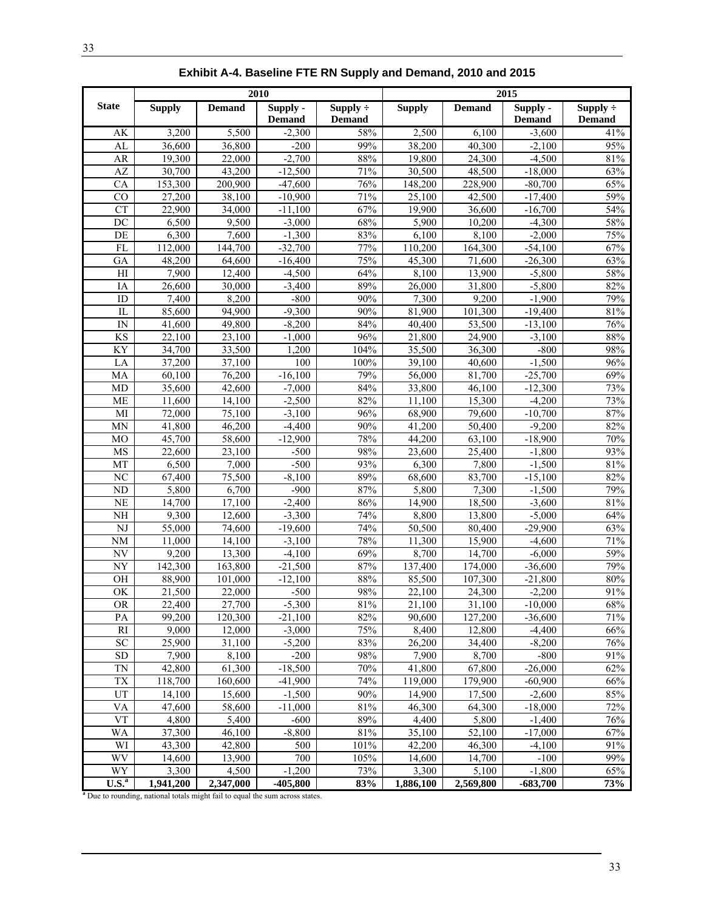**Exhibit A-4. Baseline FTE RN Supply and Demand, 2010 and 2015**

| State | 2010 | | | | 2015 | | | |
|---|---|---|---|---|---|---|---|---|
| | Supply | Demand | Supply - Demand | Supply ÷ Demand | Supply | Demand | Supply - Demand | Supply ÷ Demand |
| AK | 3,200 | 5,500 | -2,300 | 58% | 2,500 | 6,100 | -3,600 | 41% |
| AL | 36,600 | 36,800 | -200 | 99% | 38,200 | 40,300 | -2,100 | 95% |
| AR | 19,300 | 22,000 | -2,700 | 88% | 19,800 | 24,300 | -4,500 | 81% |
| AZ | 30,700 | 43,200 | -12,500 | 71% | 30,500 | 48,500 | -18,000 | 63% |
| CA | 153,300 | 200,900 | -47,600 | 76% | 148,200 | 228,900 | -80,700 | 65% |
| CO | 27,200 | 38,100 | -10,900 | 71% | 25,100 | 42,500 | -17,400 | 59% |
| CT | 22,900 | 34,000 | -11,100 | 67% | 19,900 | 36,600 | -16,700 | 54% |
| DC | 6,500 | 9,500 | -3,000 | 68% | 5,900 | 10,200 | -4,300 | 58% |
| DE | 6,300 | 7,600 | -1,300 | 83% | 6,100 | 8,100 | -2,000 | 75% |
| FL | 112,000 | 144,700 | -32,700 | 77% | 110,200 | 164,300 | -54,100 | 67% |
| GA | 48,200 | 64,600 | -16,400 | 75% | 45,300 | 71,600 | -26,300 | 63% |
| HI | 7,900 | 12,400 | -4,500 | 64% | 8,100 | 13,900 | -5,800 | 58% |
| IA | 26,600 | 30,000 | -3,400 | 89% | 26,000 | 31,800 | -5,800 | 82% |
| ID | 7,400 | 8,200 | -800 | 90% | 7,300 | 9,200 | -1,900 | 79% |
| IL | 85,600 | 94,900 | -9,300 | 90% | 81,900 | 101,300 | -19,400 | 81% |
| IN | 41,600 | 49,800 | -8,200 | 84% | 40,400 | 53,500 | -13,100 | 76% |
| KS | 22,100 | 23,100 | -1,000 | 96% | 21,800 | 24,900 | -3,100 | 88% |
| KY | 34,700 | 33,500 | 1,200 | 104% | 35,500 | 36,300 | -800 | 98% |
| LA | 37,200 | 37,100 | 100 | 100% | 39,100 | 40,600 | -1,500 | 96% |
| MA | 60,100 | 76,200 | -16,100 | 79% | 56,000 | 81,700 | -25,700 | 69% |
| MD | 35,600 | 42,600 | -7,000 | 84% | 33,800 | 46,100 | -12,300 | 73% |
| ME | 11,600 | 14,100 | -2,500 | 82% | 11,100 | 15,300 | -4,200 | 73% |
| MI | 72,000 | 75,100 | -3,100 | 96% | 68,900 | 79,600 | -10,700 | 87% |
| MN | 41,800 | 46,200 | -4,400 | 90% | 41,200 | 50,400 | -9,200 | 82% |
| MO | 45,700 | 58,600 | -12,900 | 78% | 44,200 | 63,100 | -18,900 | 70% |
| MS | 22,600 | 23,100 | -500 | 98% | 23,600 | 25,400 | -1,800 | 93% |
| MT | 6,500 | 7,000 | -500 | 93% | 6,300 | 7,800 | -1,500 | 81% |
| NC | 67,400 | 75,500 | -8,100 | 89% | 68,600 | 83,700 | -15,100 | 82% |
| ND | 5,800 | 6,700 | -900 | 87% | 5,800 | 7,300 | -1,500 | 79% |
| NE | 14,700 | 17,100 | -2,400 | 86% | 14,900 | 18,500 | -3,600 | 81% |
| NH | 9,300 | 12,600 | -3,300 | 74% | 8,800 | 13,800 | -5,000 | 64% |
| NJ | 55,000 | 74,600 | -19,600 | 74% | 50,500 | 80,400 | -29,900 | 63% |
| NM | 11,000 | 14,100 | -3,100 | 78% | 11,300 | 15,900 | -4,600 | 71% |
| NV | 9,200 | 13,300 | -4,100 | 69% | 8,700 | 14,700 | -6,000 | 59% |
| NY | 142,300 | 163,800 | -21,500 | 87% | 137,400 | 174,000 | -36,600 | 79% |
| OH | 88,900 | 101,000 | -12,100 | 88% | 85,500 | 107,300 | -21,800 | 80% |
| OK | 21,500 | 22,000 | -500 | 98% | 22,100 | 24,300 | -2,200 | 91% |
| OR | 22,400 | 27,700 | -5,300 | 81% | 21,100 | 31,100 | -10,000 | 68% |
| PA | 99,200 | 120,300 | -21,100 | 82% | 90,600 | 127,200 | -36,600 | 71% |
| RI | 9,000 | 12,000 | -3,000 | 75% | 8,400 | 12,800 | -4,400 | 66% |
| SC | 25,900 | 31,100 | -5,200 | 83% | 26,200 | 34,400 | -8,200 | 76% |
| SD | 7,900 | 8,100 | -200 | 98% | 7,900 | 8,700 | -800 | 91% |
| TN | 42,800 | 61,300 | -18,500 | 70% | 41,800 | 67,800 | -26,000 | 62% |
| TX | 118,700 | 160,600 | -41,900 | 74% | 119,000 | 179,900 | -60,900 | 66% |
| UT | 14,100 | 15,600 | -1,500 | 90% | 14,900 | 17,500 | -2,600 | 85% |
| VA | 47,600 | 58,600 | -11,000 | 81% | 46,300 | 64,300 | -18,000 | 72% |
| VT | 4,800 | 5,400 | -600 | 89% | 4,400 | 5,800 | -1,400 | 76% |
| WA | 37,300 | 46,100 | -8,800 | 81% | 35,100 | 52,100 | -17,000 | 67% |
| WI | 43,300 | 42,800 | 500 | 101% | 42,200 | 46,300 | -4,100 | 91% |
| WV | 14,600 | 13,900 | 700 | 105% | 14,600 | 14,700 | -100 | 99% |
| WY | 3,300 | 4,500 | -1,200 | 73% | 3,300 | 5,100 | -1,800 | 65% |
| **U.S.[a]** | **1,941,200** | **2,347,000** | **-405,800** | **83%** | **1,886,100** | **2,569,800** | **-683,700** | **73%** |

[a] Due to rounding, national totals might fail to equal the sum across states.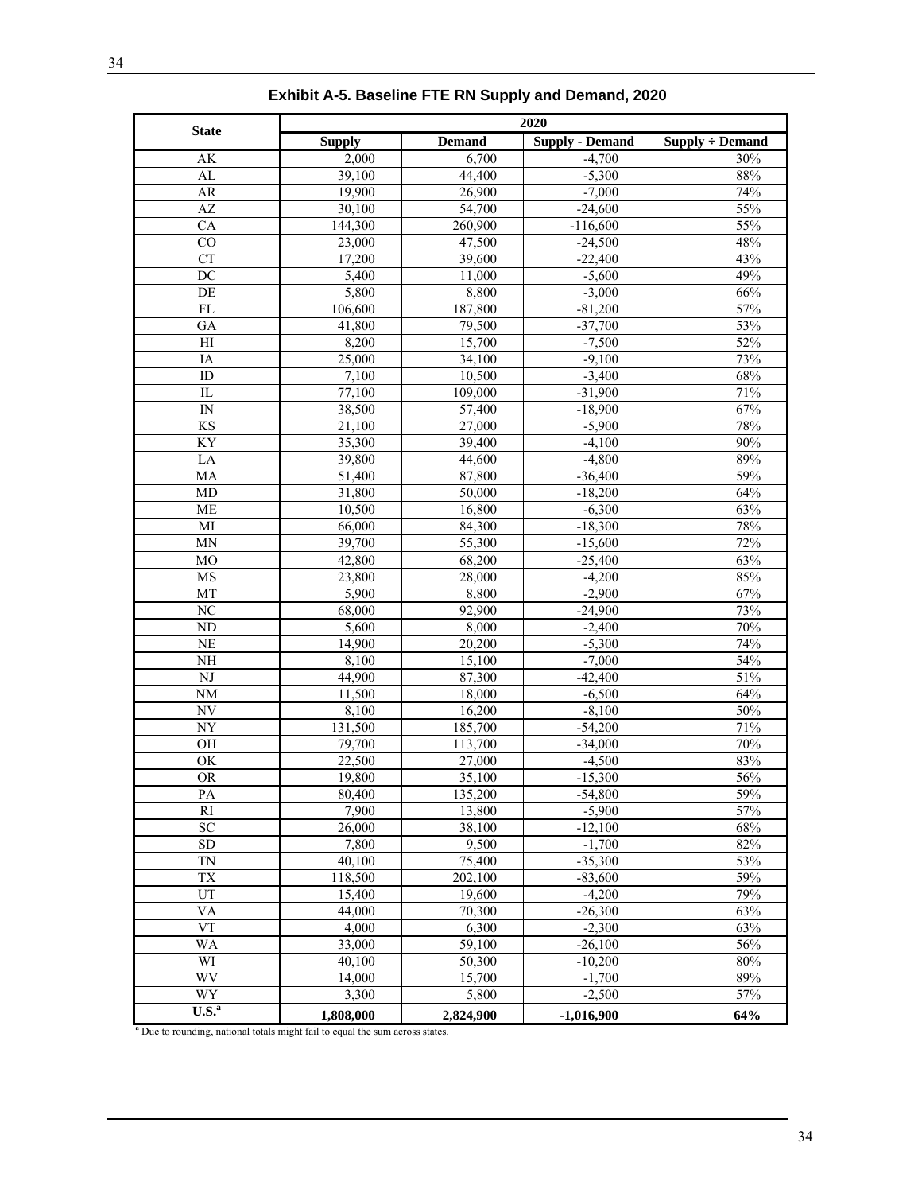## Exhibit A-5. Baseline FTE RN Supply and Demand, 2020

| State | 2020 | | | |
|---|---|---|---|---|
| | Supply | Demand | Supply - Demand | Supply ÷ Demand |
| AK | 2,000 | 6,700 | -4,700 | 30% |
| AL | 39,100 | 44,400 | -5,300 | 88% |
| AR | 19,900 | 26,900 | -7,000 | 74% |
| AZ | 30,100 | 54,700 | -24,600 | 55% |
| CA | 144,300 | 260,900 | -116,600 | 55% |
| CO | 23,000 | 47,500 | -24,500 | 48% |
| CT | 17,200 | 39,600 | -22,400 | 43% |
| DC | 5,400 | 11,000 | -5,600 | 49% |
| DE | 5,800 | 8,800 | -3,000 | 66% |
| FL | 106,600 | 187,800 | -81,200 | 57% |
| GA | 41,800 | 79,500 | -37,700 | 53% |
| HI | 8,200 | 15,700 | -7,500 | 52% |
| IA | 25,000 | 34,100 | -9,100 | 73% |
| ID | 7,100 | 10,500 | -3,400 | 68% |
| IL | 77,100 | 109,000 | -31,900 | 71% |
| IN | 38,500 | 57,400 | -18,900 | 67% |
| KS | 21,100 | 27,000 | -5,900 | 78% |
| KY | 35,300 | 39,400 | -4,100 | 90% |
| LA | 39,800 | 44,600 | -4,800 | 89% |
| MA | 51,400 | 87,800 | -36,400 | 59% |
| MD | 31,800 | 50,000 | -18,200 | 64% |
| ME | 10,500 | 16,800 | -6,300 | 63% |
| MI | 66,000 | 84,300 | -18,300 | 78% |
| MN | 39,700 | 55,300 | -15,600 | 72% |
| MO | 42,800 | 68,200 | -25,400 | 63% |
| MS | 23,800 | 28,000 | -4,200 | 85% |
| MT | 5,900 | 8,800 | -2,900 | 67% |
| NC | 68,000 | 92,900 | -24,900 | 73% |
| ND | 5,600 | 8,000 | -2,400 | 70% |
| NE | 14,900 | 20,200 | -5,300 | 74% |
| NH | 8,100 | 15,100 | -7,000 | 54% |
| NJ | 44,900 | 87,300 | -42,400 | 51% |
| NM | 11,500 | 18,000 | -6,500 | 64% |
| NV | 8,100 | 16,200 | -8,100 | 50% |
| NY | 131,500 | 185,700 | -54,200 | 71% |
| OH | 79,700 | 113,700 | -34,000 | 70% |
| OK | 22,500 | 27,000 | -4,500 | 83% |
| OR | 19,800 | 35,100 | -15,300 | 56% |
| PA | 80,400 | 135,200 | -54,800 | 59% |
| RI | 7,900 | 13,800 | -5,900 | 57% |
| SC | 26,000 | 38,100 | -12,100 | 68% |
| SD | 7,800 | 9,500 | -1,700 | 82% |
| TN | 40,100 | 75,400 | -35,300 | 53% |
| TX | 118,500 | 202,100 | -83,600 | 59% |
| UT | 15,400 | 19,600 | -4,200 | 79% |
| VA | 44,000 | 70,300 | -26,300 | 63% |
| VT | 4,000 | 6,300 | -2,300 | 63% |
| WA | 33,000 | 59,100 | -26,100 | 56% |
| WI | 40,100 | 50,300 | -10,200 | 80% |
| WV | 14,000 | 15,700 | -1,700 | 89% |
| WY | 3,300 | 5,800 | -2,500 | 57% |
| **U.S.[a]** | **1,808,000** | **2,824,900** | **-1,016,900** | **64%** |

[a] Due to rounding, national totals might fail to equal the sum across states.